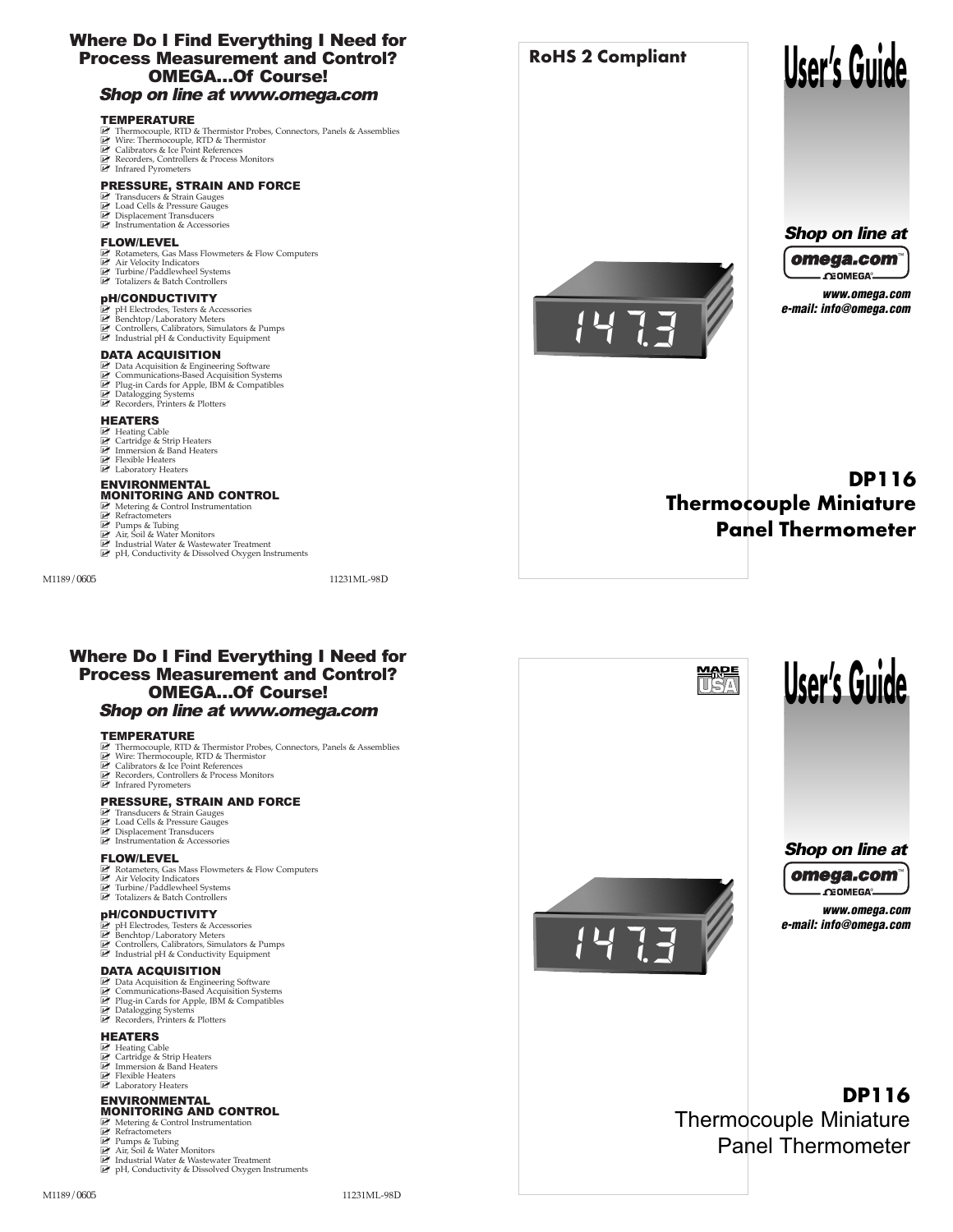## Where Do I Find Everything I Need for Process Measurement and Control? OMEGA…Of Course!

***Shop on line at www.omega.com***

### TEMPERATURE

- Thermocouple, RTD & Thermistor Probes, Connectors, Panels & Assemblies
- Wire: Thermocouple, RTD & Thermistor
- Calibrators & Ice Point References
- Recorders, Controllers & Process Monitors
- Infrared Pyrometers

### PRESSURE, STRAIN AND FORCE

- Transducers & Strain Gauges
- Load Cells & Pressure Gauges
- Displacement Transducers
- Instrumentation & Accessories

### FLOW/LEVEL

- Rotameters, Gas Mass Flowmeters & Flow Computers
- Air Velocity Indicators
- Turbine/Paddlewheel Systems
- Totalizers & Batch Controllers

### pH/CONDUCTIVITY

- pH Electrodes, Testers & Accessories
- Benchtop/Laboratory Meters
- Controllers, Calibrators, Simulators & Pumps
- Industrial pH & Conductivity Equipment

### DATA ACQUISITION

- Data Acquisition & Engineering Software
- Communications-Based Acquisition Systems
- Plug-in Cards for Apple, IBM & Compatibles
- Datalogging Systems
- Recorders, Printers & Plotters

### HEATERS

- Heating Cable
- Cartridge & Strip Heaters
- Immersion & Band Heaters
- Flexible Heaters
- Laboratory Heaters

### ENVIRONMENTAL MONITORING AND CONTROL

- Metering & Control Instrumentation
- Refractometers
- Pumps & Tubing
- Air, Soil & Water Monitors
- Industrial Water & Wastewater Treatment
- pH, Conductivity & Dissolved Oxygen Instruments

M1189/0605 11231ML-98D

**RoHS 2 Compliant**

# User's Guide

***Shop on line at***

**omega.com™**

***www.omega.com***
***e-mail: info@omega.com***

147.3

## DP116 Thermocouple Miniature Panel Thermometer

---

## Where Do I Find Everything I Need for Process Measurement and Control? OMEGA…Of Course!

***Shop on line at www.omega.com***

### TEMPERATURE

- Thermocouple, RTD & Thermistor Probes, Connectors, Panels & Assemblies
- Wire: Thermocouple, RTD & Thermistor
- Calibrators & Ice Point References
- Recorders, Controllers & Process Monitors
- Infrared Pyrometers

### PRESSURE, STRAIN AND FORCE

- Transducers & Strain Gauges
- Load Cells & Pressure Gauges
- Displacement Transducers
- Instrumentation & Accessories

### FLOW/LEVEL

- Rotameters, Gas Mass Flowmeters & Flow Computers
- Air Velocity Indicators
- Turbine/Paddlewheel Systems
- Totalizers & Batch Controllers

### pH/CONDUCTIVITY

- pH Electrodes, Testers & Accessories
- Benchtop/Laboratory Meters
- Controllers, Calibrators, Simulators & Pumps
- Industrial pH & Conductivity Equipment

### DATA ACQUISITION

- Data Acquisition & Engineering Software
- Communications-Based Acquisition Systems
- Plug-in Cards for Apple, IBM & Compatibles
- Datalogging Systems
- Recorders, Printers & Plotters

### HEATERS

- Heating Cable
- Cartridge & Strip Heaters
- Immersion & Band Heaters
- Flexible Heaters
- Laboratory Heaters

### ENVIRONMENTAL MONITORING AND CONTROL

- Metering & Control Instrumentation
- Refractometers
- Pumps & Tubing
- Air, Soil & Water Monitors
- Industrial Water & Wastewater Treatment
- pH, Conductivity & Dissolved Oxygen Instruments

M1189/0605 11231ML-98D

MADE IN USA

# User's Guide

***Shop on line at***

**omega.com™**

***www.omega.com***
***e-mail: info@omega.com***

147.3

## DP116

Thermocouple Miniature Panel Thermometer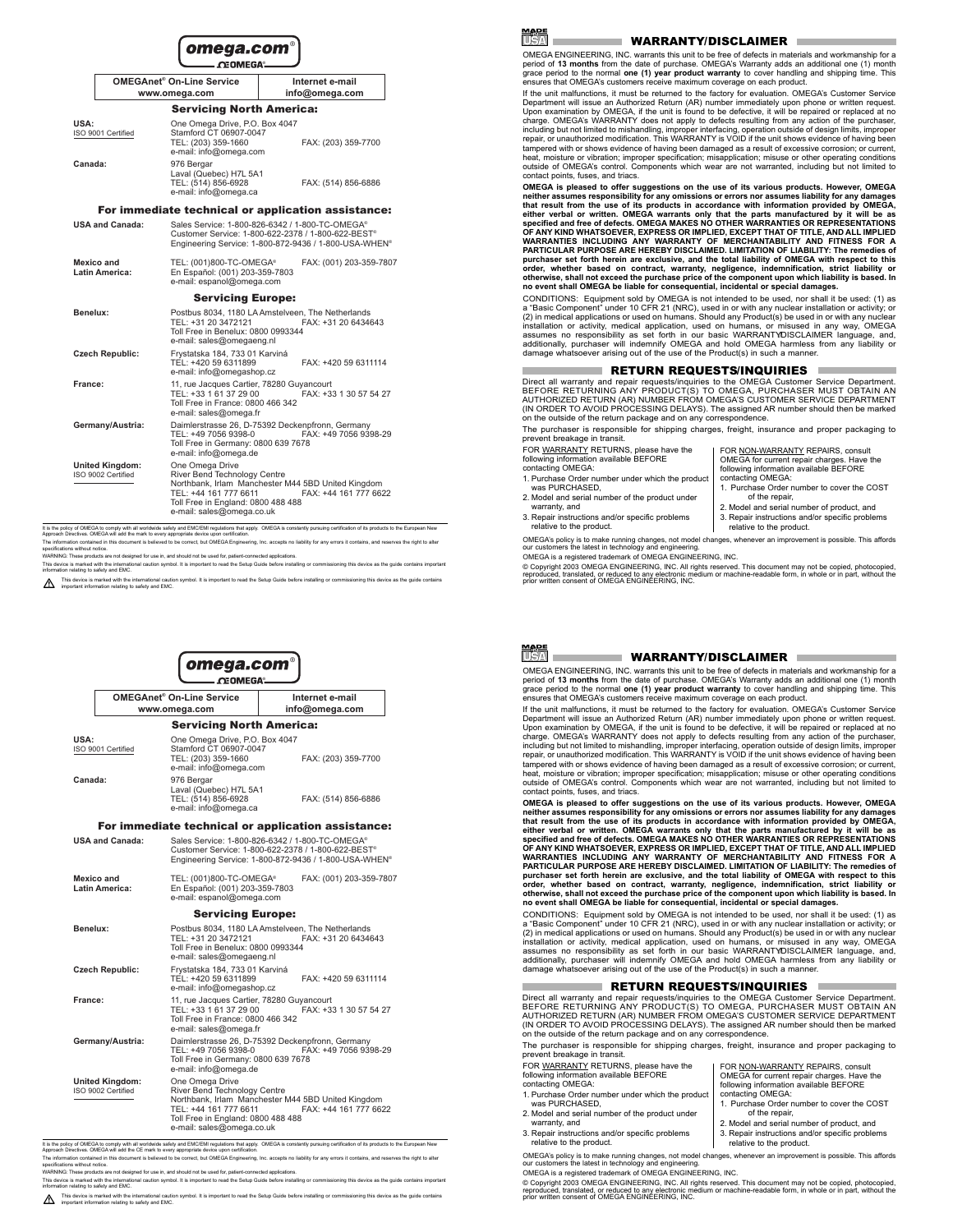**omega.com®**

**CEOMEGA®**

| OMEGAnet® On-Line Service | Internet e-mail |
| --- | --- |
| www.omega.com | info@omega.com |

## Servicing North America:

| | | |
| --- | --- | --- |
| **USA:** ISO 9001 Certified | One Omega Drive, P.O. Box 4047 Stamford CT 06907-0047 TEL: (203) 359-1660 e-mail: info@omega.com | FAX: (203) 359-7700 |
| **Canada:** | 976 Bergar Laval (Quebec) H7L 5A1 TEL: (514) 856-6928 e-mail: info@omega.ca | FAX: (514) 856-6886 |

## For immediate technical or application assistance:

| | | |
| --- | --- | --- |
| **USA and Canada:** | Sales Service: 1-800-826-6342 / 1-800-TC-OMEGA® Customer Service: 1-800-622-2378 / 1-800-622-BEST® Engineering Service: 1-800-872-9436 / 1-800-USA-WHEN® | |
| **Mexico and Latin America:** | TEL: (001)800-TC-OMEGA® En Español: (001) 203-359-7803 e-mail: espanol@omega.com | FAX: (001) 203-359-7807 |

## Servicing Europe:

| | | |
| --- | --- | --- |
| **Benelux:** | Postbus 8034, 1180 LA Amstelveen, The Netherlands TEL: +31 20 3472121 Toll Free in Benelux: 0800 0993344 e-mail: sales@omegaeng.nl | FAX: +31 20 6434643 |
| **Czech Republic:** | Frystatska 184, 733 01 Karviná TEL: +420 59 6311899 e-mail: info@omegashop.cz | FAX: +420 59 6311114 |
| **France:** | 11, rue Jacques Cartier, 78280 Guyancourt TEL: +33 1 61 37 29 00 Toll Free in France: 0800 466 342 e-mail: sales@omega.fr | FAX: +33 1 30 57 54 27 |
| **Germany/Austria:** | Daimlerstrasse 26, D-75392 Deckenpfronn, Germany TEL: +49 7056 9398-0 Toll Free in Germany: 0800 639 7678 e-mail: info@omega.de | FAX: +49 7056 9398-29 |
| **United Kingdom:** ISO 9002 Certified | One Omega Drive River Bend Technology Centre Northbank, Irlam Manchester M44 5BD United Kingdom TEL: +44 161 777 6611 Toll Free in England: 0800 488 488 e-mail: sales@omega.co.uk | FAX: +44 161 777 6622 |

It is the policy of OMEGA to comply with all worldwide safety and EMC/EMI regulations that apply. OMEGA is constantly pursuing certification of its products to the European New Approach Directives. OMEGA will add the mark to every appropriate device upon certification.

The information contained in this document is believed to be correct, but OMEGA Engineering, Inc. accepts no liability for any errors it contains, and reserves the right to alter specifications without notice.

WARNING: These products are not designed for use in, and should not be used for, patient-connected applications.

This device is marked with the international caution symbol. It is important to read the Setup Guide before installing or commissioning this device as the guide contains important information relating to safety and EMC.

⚠ This device is marked with the international caution symbol. It is important to read the Setup Guide before installing or commissioning this device as the guide contains important information relating to safety and EMC.

## WARRANTY/DISCLAIMER

OMEGA ENGINEERING, INC. warrants this unit to be free of defects in materials and workmanship for a period of **13 months** from the date of purchase. OMEGA's Warranty adds an additional one (1) month grace period to the normal **one (1) year product warranty** to cover handling and shipping time. This ensures that OMEGA's customers receive maximum coverage on each product.

If the unit malfunctions, it must be returned to the factory for evaluation. OMEGA's Customer Service Department will issue an Authorized Return (AR) number immediately upon phone or written request. Upon examination by OMEGA, if the unit is found to be defective, it will be repaired or replaced at no charge. OMEGA's WARRANTY does not apply to defects resulting from any action of the purchaser, including but not limited to mishandling, improper interfacing, operation outside of design limits, improper repair, or unauthorized modification. This WARRANTY is VOID if the unit shows evidence of having been tampered with or shows evidence of having been damaged as a result of excessive corrosion; or current, heat, moisture or vibration; improper specification; misapplication; misuse or other operating conditions outside of OMEGA's control. Components which wear are not warranted, including but not limited to contact points, fuses, and triacs.

**OMEGA is pleased to offer suggestions on the use of its various products. However, OMEGA neither assumes responsibility for any omissions or errors nor assumes liability for any damages that result from the use of its products in accordance with information provided by OMEGA, either verbal or written. OMEGA warrants only that the parts manufactured by it will be as specified and free of defects. OMEGA MAKES NO OTHER WARRANTIES OR REPRESENTATIONS OF ANY KIND WHATSOEVER, EXPRESS OR IMPLIED, EXCEPT THAT OF TITLE, AND ALL IMPLIED WARRANTIES INCLUDING ANY WARRANTY OF MERCHANTABILITY AND FITNESS FOR A PARTICULAR PURPOSE ARE HEREBY DISCLAIMED. LIMITATION OF LIABILITY: The remedies of purchaser set forth herein are exclusive, and the total liability of OMEGA with respect to this order, whether based on contract, warranty, negligence, indemnification, strict liability or otherwise, shall not exceed the purchase price of the component upon which liability is based. In no event shall OMEGA be liable for consequential, incidental or special damages.**

CONDITIONS: Equipment sold by OMEGA is not intended to be used, nor shall it be used: (1) as a "Basic Component" under 10 CFR 21 (NRC), used in or with any nuclear installation or activity; or (2) in medical applications or used on humans. Should any Product(s) be used in or with any nuclear installation or activity, medical application, used on humans, or misused in any way, OMEGA assumes no responsibility as set forth in our basic WARRANTY/DISCLAIMER language, and, additionally, purchaser will indemnify OMEGA and hold OMEGA harmless from any liability or damage whatsoever arising out of the use of the Product(s) in such a manner.

## RETURN REQUESTS/INQUIRIES

Direct all warranty and repair requests/inquiries to the OMEGA Customer Service Department. BEFORE RETURNING ANY PRODUCT(S) TO OMEGA, PURCHASER MUST OBTAIN AN AUTHORIZED RETURN (AR) NUMBER FROM OMEGA'S CUSTOMER SERVICE DEPARTMENT (IN ORDER TO AVOID PROCESSING DELAYS). The assigned AR number should then be marked on the outside of the return package and on any correspondence.

The purchaser is responsible for shipping charges, freight, insurance and proper packaging to prevent breakage in transit.

FOR WARRANTY RETURNS, please have the following information available BEFORE contacting OMEGA:

1. Purchase Order number under which the product was PURCHASED,
2. Model and serial number of the product under warranty, and
3. Repair instructions and/or specific problems relative to the product.

FOR NON-WARRANTY REPAIRS, consult OMEGA for current repair charges. Have the following information available BEFORE contacting OMEGA:

1. Purchase Order number to cover the COST of the repair,
2. Model and serial number of product, and
3. Repair instructions and/or specific problems relative to the product.

OMEGA's policy is to make running changes, not model changes, whenever an improvement is possible. This affords our customers the latest in technology and engineering.

OMEGA is a registered trademark of OMEGA ENGINEERING, INC.

© Copyright 2003 OMEGA ENGINEERING, INC. All rights reserved. This document may not be copied, photocopied, reproduced, translated, or reduced to any electronic medium or machine-readable form, in whole or in part, without the prior written consent of OMEGA ENGINEERING, INC.

---

**omega.com®**

**CEOMEGA®**

| OMEGAnet® On-Line Service | Internet e-mail |
| --- | --- |
| www.omega.com | info@omega.com |

## Servicing North America:

| | | |
| --- | --- | --- |
| **USA:** ISO 9001 Certified | One Omega Drive, P.O. Box 4047 Stamford CT 06907-0047 TEL: (203) 359-1660 e-mail: info@omega.com | FAX: (203) 359-7700 |
| **Canada:** | 976 Bergar Laval (Quebec) H7L 5A1 TEL: (514) 856-6928 e-mail: info@omega.ca | FAX: (514) 856-6886 |

## For immediate technical or application assistance:

| | | |
| --- | --- | --- |
| **USA and Canada:** | Sales Service: 1-800-826-6342 / 1-800-TC-OMEGA® Customer Service: 1-800-622-2378 / 1-800-622-BEST® Engineering Service: 1-800-872-9436 / 1-800-USA-WHEN® | |
| **Mexico and Latin America:** | TEL: (001)800-TC-OMEGA® En Español: (001) 203-359-7803 e-mail: espanol@omega.com | FAX: (001) 203-359-7807 |

## Servicing Europe:

| | | |
| --- | --- | --- |
| **Benelux:** | Postbus 8034, 1180 LA Amstelveen, The Netherlands TEL: +31 20 3472121 Toll Free in Benelux: 0800 0993344 e-mail: sales@omegaeng.nl | FAX: +31 20 6434643 |
| **Czech Republic:** | Frystatska 184, 733 01 Karviná TEL: +420 59 6311899 e-mail: info@omegashop.cz | FAX: +420 59 6311114 |
| **France:** | 11, rue Jacques Cartier, 78280 Guyancourt TEL: +33 1 61 37 29 00 Toll Free in France: 0800 466 342 e-mail: sales@omega.fr | FAX: +33 1 30 57 54 27 |
| **Germany/Austria:** | Daimlerstrasse 26, D-75392 Deckenpfronn, Germany TEL: +49 7056 9398-0 Toll Free in Germany: 0800 639 7678 e-mail: info@omega.de | FAX: +49 7056 9398-29 |
| **United Kingdom:** ISO 9002 Certified | One Omega Drive River Bend Technology Centre Northbank, Irlam Manchester M44 5BD United Kingdom TEL: +44 161 777 6611 Toll Free in England: 0800 488 488 e-mail: sales@omega.co.uk | FAX: +44 161 777 6622 |

It is the policy of OMEGA to comply with all worldwide safety and EMC/EMI regulations that apply. OMEGA is constantly pursuing certification of its products to the European New Approach Directives. OMEGA will add the CE mark to every appropriate device upon certification.

The information contained in this document is believed to be correct, but OMEGA Engineering, Inc. accepts no liability for any errors it contains, and reserves the right to alter specifications without notice.

WARNING: These products are not designed for use in, and should not be used for, patient-connected applications.

This device is marked with the international caution symbol. It is important to read the Setup Guide before installing or commissioning this device as the guide contains important information relating to safety and EMC.

⚠ This device is marked with the international caution symbol. It is important to read the Setup Guide before installing or commissioning this device as the guide contains important information relating to safety and EMC.

## WARRANTY/DISCLAIMER

OMEGA ENGINEERING, INC. warrants this unit to be free of defects in materials and workmanship for a period of **13 months** from the date of purchase. OMEGA's Warranty adds an additional one (1) month grace period to the normal **one (1) year product warranty** to cover handling and shipping time. This ensures that OMEGA's customers receive maximum coverage on each product.

If the unit malfunctions, it must be returned to the factory for evaluation. OMEGA's Customer Service Department will issue an Authorized Return (AR) number immediately upon phone or written request. Upon examination by OMEGA, if the unit is found to be defective, it will be repaired or replaced at no charge. OMEGA's WARRANTY does not apply to defects resulting from any action of the purchaser, including but not limited to mishandling, improper interfacing, operation outside of design limits, improper repair, or unauthorized modification. This WARRANTY is VOID if the unit shows evidence of having been tampered with or shows evidence of having been damaged as a result of excessive corrosion; or current, heat, moisture or vibration; improper specification; misapplication; misuse or other operating conditions outside of OMEGA's control. Components which wear are not warranted, including but not limited to contact points, fuses, and triacs.

**OMEGA is pleased to offer suggestions on the use of its various products. However, OMEGA neither assumes responsibility for any omissions or errors nor assumes liability for any damages that result from the use of its products in accordance with information provided by OMEGA, either verbal or written. OMEGA warrants only that the parts manufactured by it will be as specified and free of defects. OMEGA MAKES NO OTHER WARRANTIES OR REPRESENTATIONS OF ANY KIND WHATSOEVER, EXPRESS OR IMPLIED, EXCEPT THAT OF TITLE, AND ALL IMPLIED WARRANTIES INCLUDING ANY WARRANTY OF MERCHANTABILITY AND FITNESS FOR A PARTICULAR PURPOSE ARE HEREBY DISCLAIMED. LIMITATION OF LIABILITY: The remedies of purchaser set forth herein are exclusive, and the total liability of OMEGA with respect to this order, whether based on contract, warranty, negligence, indemnification, strict liability or otherwise, shall not exceed the purchase price of the component upon which liability is based. In no event shall OMEGA be liable for consequential, incidental or special damages.**

CONDITIONS: Equipment sold by OMEGA is not intended to be used, nor shall it be used: (1) as a "Basic Component" under 10 CFR 21 (NRC), used in or with any nuclear installation or activity; or (2) in medical applications or used on humans. Should any Product(s) be used in or with any nuclear installation or activity, medical application, used on humans, or misused in any way, OMEGA assumes no responsibility as set forth in our basic WARRANTY/DISCLAIMER language, and, additionally, purchaser will indemnify OMEGA and hold OMEGA harmless from any liability or damage whatsoever arising out of the use of the Product(s) in such a manner.

## RETURN REQUESTS/INQUIRIES

Direct all warranty and repair requests/inquiries to the OMEGA Customer Service Department. BEFORE RETURNING ANY PRODUCT(S) TO OMEGA, PURCHASER MUST OBTAIN AN AUTHORIZED RETURN (AR) NUMBER FROM OMEGA'S CUSTOMER SERVICE DEPARTMENT (IN ORDER TO AVOID PROCESSING DELAYS). The assigned AR number should then be marked on the outside of the return package and on any correspondence.

The purchaser is responsible for shipping charges, freight, insurance and proper packaging to prevent breakage in transit.

FOR WARRANTY RETURNS, please have the following information available BEFORE contacting OMEGA:

1. Purchase Order number under which the product was PURCHASED,
2. Model and serial number of the product under warranty, and
3. Repair instructions and/or specific problems relative to the product.

FOR NON-WARRANTY REPAIRS, consult OMEGA for current repair charges. Have the following information available BEFORE contacting OMEGA:

1. Purchase Order number to cover the COST of the repair,
2. Model and serial number of product, and
3. Repair instructions and/or specific problems relative to the product.

OMEGA's policy is to make running changes, not model changes, whenever an improvement is possible. This affords our customers the latest in technology and engineering.

OMEGA is a registered trademark of OMEGA ENGINEERING, INC.

© Copyright 2003 OMEGA ENGINEERING, INC. All rights reserved. This document may not be copied, photocopied, reproduced, translated, or reduced to any electronic medium or machine-readable form, in whole or in part, without the prior written consent of OMEGA ENGINEERING, INC.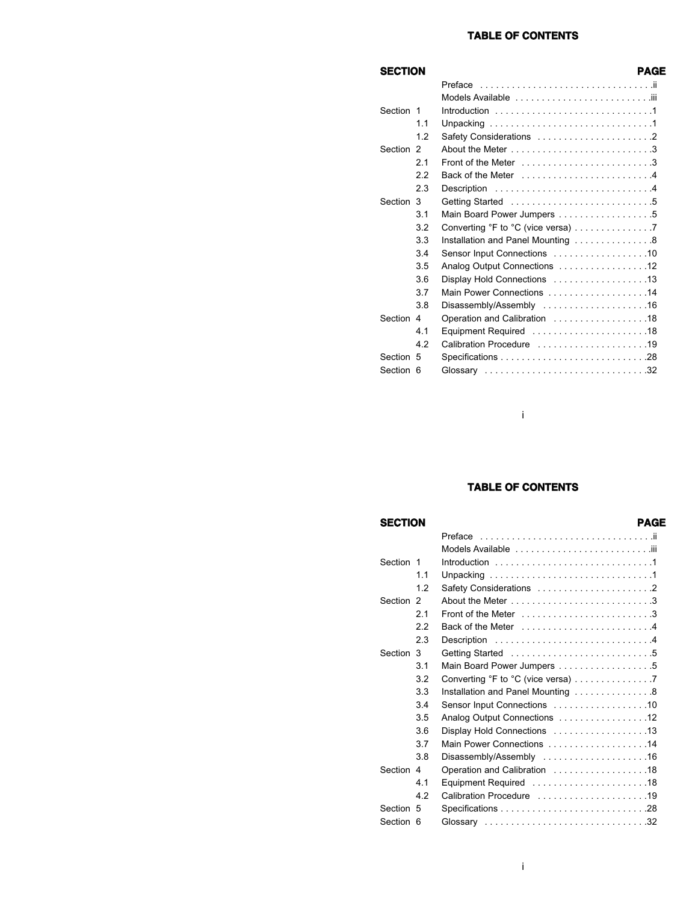# TABLE OF CONTENTS

| SECTION | | | PAGE |
|---|---|---|---|
| | | Preface | ii |
| | | Models Available | iii |
| Section 1 | | Introduction | 1 |
| | 1.1 | Unpacking | 1 |
| | 1.2 | Safety Considerations | 2 |
| Section 2 | | About the Meter | 3 |
| | 2.1 | Front of the Meter | 3 |
| | 2.2 | Back of the Meter | 4 |
| | 2.3 | Description | 4 |
| Section 3 | | Getting Started | 5 |
| | 3.1 | Main Board Power Jumpers | 5 |
| | 3.2 | Converting °F to °C (vice versa) | 7 |
| | 3.3 | Installation and Panel Mounting | 8 |
| | 3.4 | Sensor Input Connections | 10 |
| | 3.5 | Analog Output Connections | 12 |
| | 3.6 | Display Hold Connections | 13 |
| | 3.7 | Main Power Connections | 14 |
| | 3.8 | Disassembly/Assembly | 16 |
| Section 4 | | Operation and Calibration | 18 |
| | 4.1 | Equipment Required | 18 |
| | 4.2 | Calibration Procedure | 19 |
| Section 5 | | Specifications | 28 |
| Section 6 | | Glossary | 32 |

# TABLE OF CONTENTS

| SECTION | | | PAGE |
|---|---|---|---|
| | | Preface | ii |
| | | Models Available | iii |
| Section 1 | | Introduction | 1 |
| | 1.1 | Unpacking | 1 |
| | 1.2 | Safety Considerations | 2 |
| Section 2 | | About the Meter | 3 |
| | 2.1 | Front of the Meter | 3 |
| | 2.2 | Back of the Meter | 4 |
| | 2.3 | Description | 4 |
| Section 3 | | Getting Started | 5 |
| | 3.1 | Main Board Power Jumpers | 5 |
| | 3.2 | Converting °F to °C (vice versa) | 7 |
| | 3.3 | Installation and Panel Mounting | 8 |
| | 3.4 | Sensor Input Connections | 10 |
| | 3.5 | Analog Output Connections | 12 |
| | 3.6 | Display Hold Connections | 13 |
| | 3.7 | Main Power Connections | 14 |
| | 3.8 | Disassembly/Assembly | 16 |
| Section 4 | | Operation and Calibration | 18 |
| | 4.1 | Equipment Required | 18 |
| | 4.2 | Calibration Procedure | 19 |
| Section 5 | | Specifications | 28 |
| Section 6 | | Glossary | 32 |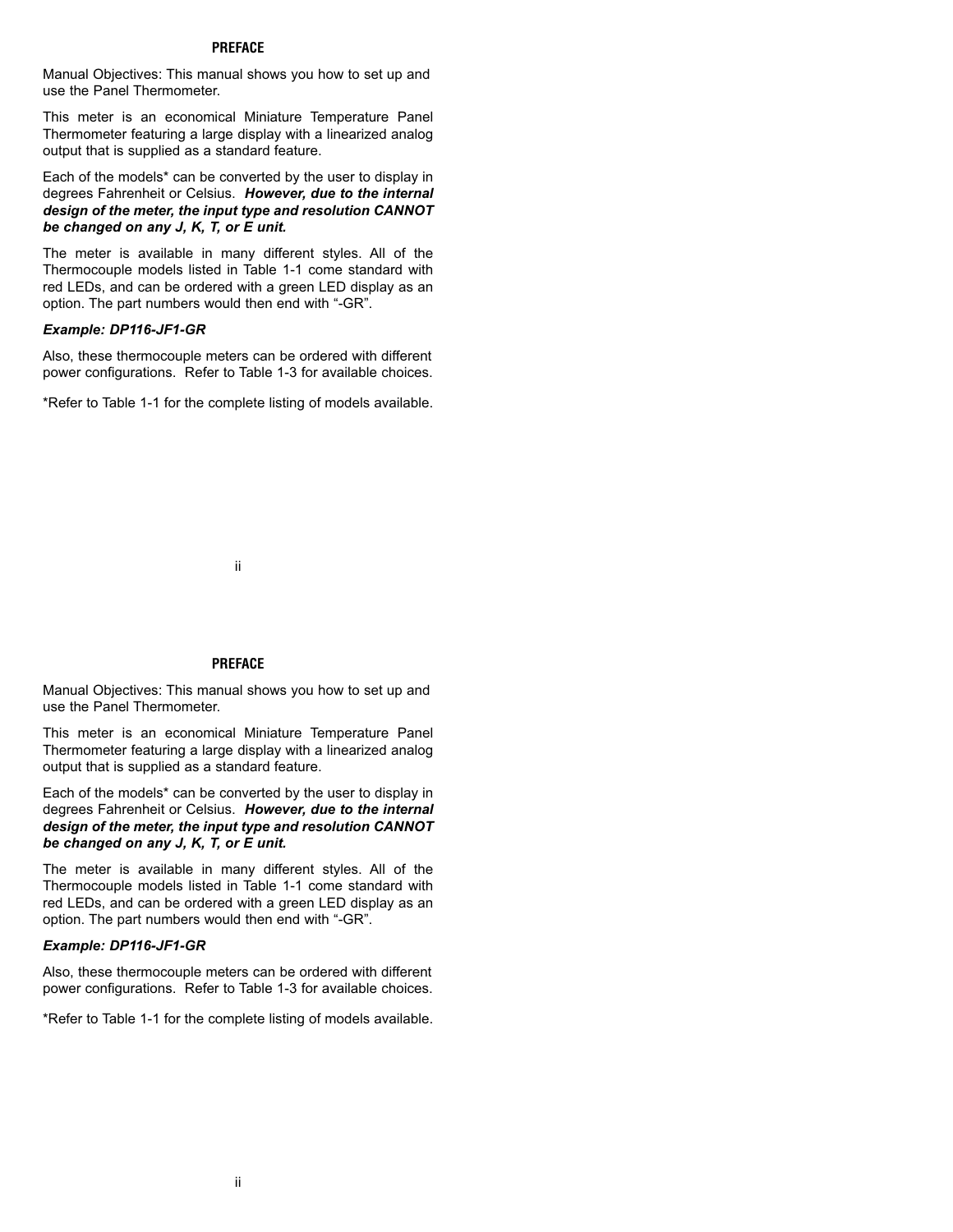## PREFACE

Manual Objectives: This manual shows you how to set up and use the Panel Thermometer.

This meter is an economical Miniature Temperature Panel Thermometer featuring a large display with a linearized analog output that is supplied as a standard feature.

Each of the models* can be converted by the user to display in degrees Fahrenheit or Celsius. ***However, due to the internal design of the meter, the input type and resolution CANNOT be changed on any J, K, T, or E unit.***

The meter is available in many different styles. All of the Thermocouple models listed in Table 1-1 come standard with red LEDs, and can be ordered with a green LED display as an option. The part numbers would then end with "-GR".

***Example: DP116-JF1-GR***

Also, these thermocouple meters can be ordered with different power configurations. Refer to Table 1-3 for available choices.

*Refer to Table 1-1 for the complete listing of models available.

## PREFACE

Manual Objectives: This manual shows you how to set up and use the Panel Thermometer.

This meter is an economical Miniature Temperature Panel Thermometer featuring a large display with a linearized analog output that is supplied as a standard feature.

Each of the models* can be converted by the user to display in degrees Fahrenheit or Celsius. ***However, due to the internal design of the meter, the input type and resolution CANNOT be changed on any J, K, T, or E unit.***

The meter is available in many different styles. All of the Thermocouple models listed in Table 1-1 come standard with red LEDs, and can be ordered with a green LED display as an option. The part numbers would then end with "-GR".

***Example: DP116-JF1-GR***

Also, these thermocouple meters can be ordered with different power configurations. Refer to Table 1-3 for available choices.

*Refer to Table 1-1 for the complete listing of models available.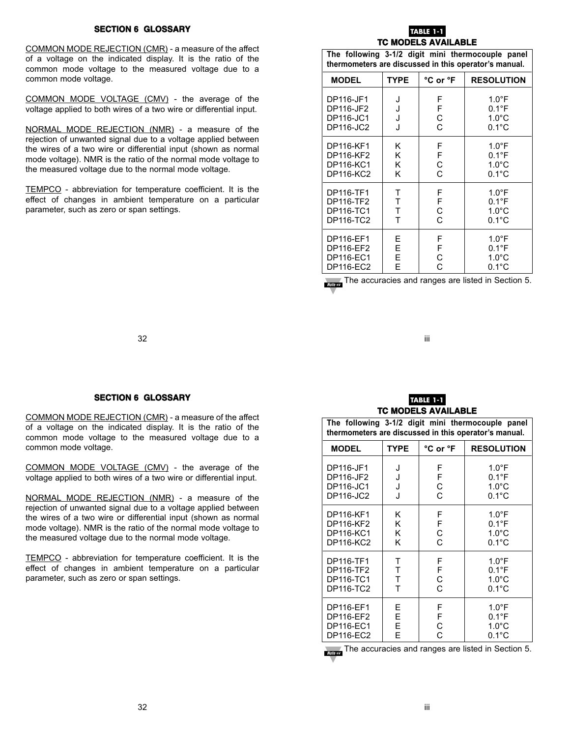## SECTION 6 GLOSSARY

COMMON MODE REJECTION (CMR) - a measure of the affect of a voltage on the indicated display. It is the ratio of the common mode voltage to the measured voltage due to a common mode voltage.

COMMON MODE VOLTAGE (CMV) - the average of the voltage applied to both wires of a two wire or differential input.

NORMAL MODE REJECTION (NMR) - a measure of the rejection of unwanted signal due to a voltage applied between the wires of a two wire or differential input (shown as normal mode voltage). NMR is the ratio of the normal mode voltage to the measured voltage due to the normal mode voltage.

TEMPCO - abbreviation for temperature coefficient. It is the effect of changes in ambient temperature on a particular parameter, such as zero or span settings.

**TABLE 1-1**

**TC MODELS AVAILABLE**

**The following 3-1/2 digit mini thermocouple panel thermometers are discussed in this operator's manual.**

| MODEL | TYPE | °C or °F | RESOLUTION |
|---|---|---|---|
| DP116-JF1 | J | F | 1.0°F |
| DP116-JF2 | J | F | 0.1°F |
| DP116-JC1 | J | C | 1.0°C |
| DP116-JC2 | J | C | 0.1°C |
| DP116-KF1 | K | F | 1.0°F |
| DP116-KF2 | K | F | 0.1°F |
| DP116-KC1 | K | C | 1.0°C |
| DP116-KC2 | K | C | 0.1°C |
| DP116-TF1 | T | F | 1.0°F |
| DP116-TF2 | T | F | 0.1°F |
| DP116-TC1 | T | C | 1.0°C |
| DP116-TC2 | T | C | 0.1°C |
| DP116-EF1 | E | F | 1.0°F |
| DP116-EF2 | E | F | 0.1°F |
| DP116-EC1 | E | C | 1.0°C |
| DP116-EC2 | E | C | 0.1°C |

Note: The accuracies and ranges are listed in Section 5.

## SECTION 6 GLOSSARY

COMMON MODE REJECTION (CMR) - a measure of the affect of a voltage on the indicated display. It is the ratio of the common mode voltage to the measured voltage due to a common mode voltage.

COMMON MODE VOLTAGE (CMV) - the average of the voltage applied to both wires of a two wire or differential input.

NORMAL MODE REJECTION (NMR) - a measure of the rejection of unwanted signal due to a voltage applied between the wires of a two wire or differential input (shown as normal mode voltage). NMR is the ratio of the normal mode voltage to the measured voltage due to the normal mode voltage.

TEMPCO - abbreviation for temperature coefficient. It is the effect of changes in ambient temperature on a particular parameter, such as zero or span settings.

**TABLE 1-1**

**TC MODELS AVAILABLE**

**The following 3-1/2 digit mini thermocouple panel thermometers are discussed in this operator's manual.**

| MODEL | TYPE | °C or °F | RESOLUTION |
|---|---|---|---|
| DP116-JF1 | J | F | 1.0°F |
| DP116-JF2 | J | F | 0.1°F |
| DP116-JC1 | J | C | 1.0°C |
| DP116-JC2 | J | C | 0.1°C |
| DP116-KF1 | K | F | 1.0°F |
| DP116-KF2 | K | F | 0.1°F |
| DP116-KC1 | K | C | 1.0°C |
| DP116-KC2 | K | C | 0.1°C |
| DP116-TF1 | T | F | 1.0°F |
| DP116-TF2 | T | F | 0.1°F |
| DP116-TC1 | T | C | 1.0°C |
| DP116-TC2 | T | C | 0.1°C |
| DP116-EF1 | E | F | 1.0°F |
| DP116-EF2 | E | F | 0.1°F |
| DP116-EC1 | E | C | 1.0°C |
| DP116-EC2 | E | C | 0.1°C |

Note: The accuracies and ranges are listed in Section 5.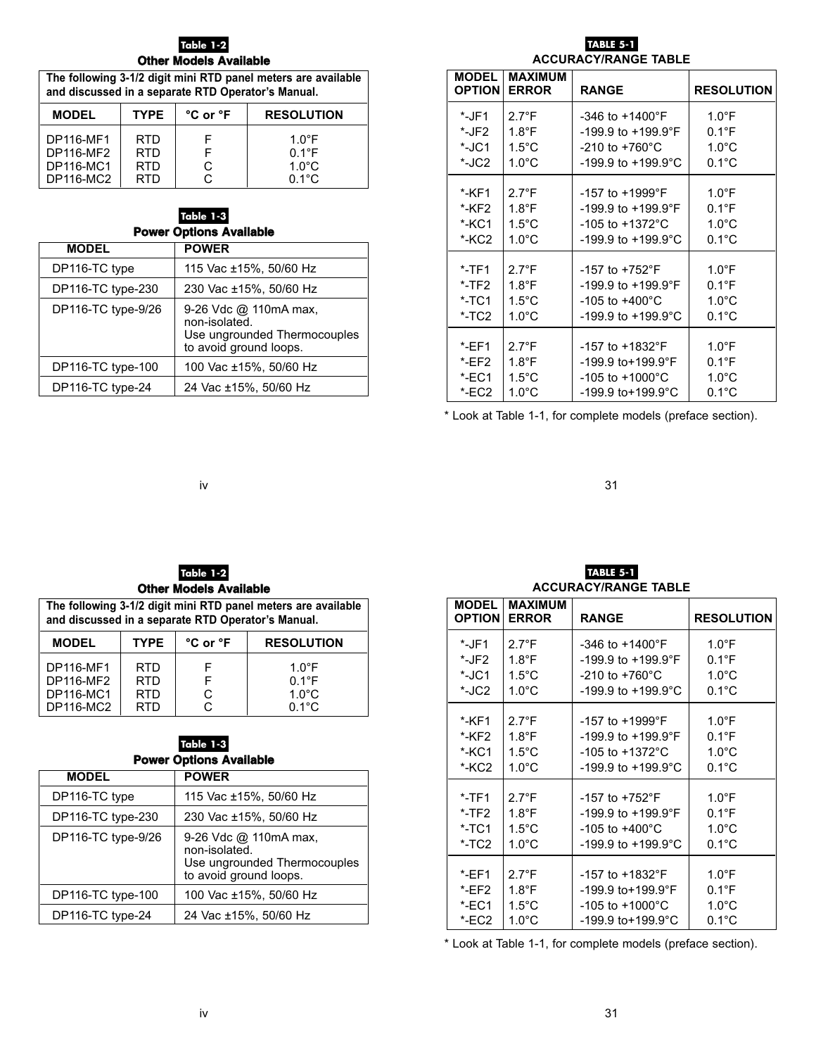**Table 1-2**

**Other Models Available**

The following 3-1/2 digit mini RTD panel meters are available and discussed in a separate RTD Operator's Manual.

| MODEL | TYPE | °C or °F | RESOLUTION |
|---|---|---|---|
| DP116-MF1 | RTD | F | 1.0°F |
| DP116-MF2 | RTD | F | 0.1°F |
| DP116-MC1 | RTD | C | 1.0°C |
| DP116-MC2 | RTD | C | 0.1°C |

**Table 1-3**

**Power Options Available**

| MODEL | POWER |
|---|---|
| DP116-TC type | 115 Vac ±15%, 50/60 Hz |
| DP116-TC type-230 | 230 Vac ±15%, 50/60 Hz |
| DP116-TC type-9/26 | 9-26 Vdc @ 110mA max, non-isolated. Use ungrounded Thermocouples to avoid ground loops. |
| DP116-TC type-100 | 100 Vac ±15%, 50/60 Hz |
| DP116-TC type-24 | 24 Vac ±15%, 50/60 Hz |

**TABLE 5-1**

**ACCURACY/RANGE TABLE**

| MODEL OPTION | MAXIMUM ERROR | RANGE | RESOLUTION |
|---|---|---|---|
| *-JF1 | 2.7°F | -346 to +1400°F | 1.0°F |
| *-JF2 | 1.8°F | -199.9 to +199.9°F | 0.1°F |
| *-JC1 | 1.5°C | -210 to +760°C | 1.0°C |
| *-JC2 | 1.0°C | -199.9 to +199.9°C | 0.1°C |
| *-KF1 | 2.7°F | -157 to +1999°F | 1.0°F |
| *-KF2 | 1.8°F | -199.9 to +199.9°F | 0.1°F |
| *-KC1 | 1.5°C | -105 to +1372°C | 1.0°C |
| *-KC2 | 1.0°C | -199.9 to +199.9°C | 0.1°C |
| *-TF1 | 2.7°F | -157 to +752°F | 1.0°F |
| *-TF2 | 1.8°F | -199.9 to +199.9°F | 0.1°F |
| *-TC1 | 1.5°C | -105 to +400°C | 1.0°C |
| *-TC2 | 1.0°C | -199.9 to +199.9°C | 0.1°C |
| *-EF1 | 2.7°F | -157 to +1832°F | 1.0°F |
| *-EF2 | 1.8°F | -199.9 to+199.9°F | 0.1°F |
| *-EC1 | 1.5°C | -105 to +1000°C | 1.0°C |
| *-EC2 | 1.0°C | -199.9 to+199.9°C | 0.1°C |

* Look at Table 1-1, for complete models (preface section).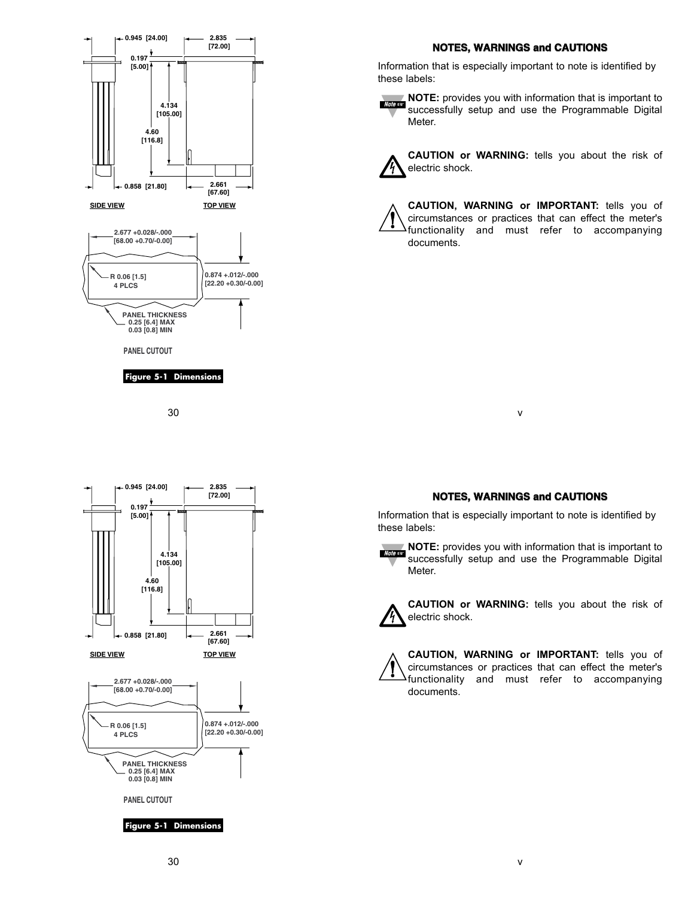0.945 [24.00]

2.835 [72.00]

0.197 [5.00]

4.134 [105.00]

4.60 [116.8]

0.858 [21.80]

2.661 [67.60]

SIDE VIEW

TOP VIEW

2.677 +0.028/-.000 [68.00 +0.70/-0.00]

R 0.06 [1.5] 4 PLCS

0.874 +.012/-.000 [22.20 +0.30/-0.00]

PANEL THICKNESS 0.25 [6.4] MAX 0.03 [0.8] MIN

PANEL CUTOUT

**Figure 5-1 Dimensions**

## NOTES, WARNINGS and CAUTIONS

Information that is especially important to note is identified by these labels:

**NOTE:** provides you with information that is important to successfully setup and use the Programmable Digital Meter.

**CAUTION or WARNING:** tells you about the risk of electric shock.

**CAUTION, WARNING or IMPORTANT:** tells you of circumstances or practices that can effect the meter's functionality and must refer to accompanying documents.

0.945 [24.00]

2.835 [72.00]

0.197 [5.00]

4.134 [105.00]

4.60 [116.8]

0.858 [21.80]

2.661 [67.60]

SIDE VIEW

TOP VIEW

2.677 +0.028/-.000 [68.00 +0.70/-0.00]

R 0.06 [1.5] 4 PLCS

0.874 +.012/-.000 [22.20 +0.30/-0.00]

PANEL THICKNESS 0.25 [6.4] MAX 0.03 [0.8] MIN

PANEL CUTOUT

**Figure 5-1 Dimensions**

## NOTES, WARNINGS and CAUTIONS

Information that is especially important to note is identified by these labels:

**NOTE:** provides you with information that is important to successfully setup and use the Programmable Digital Meter.

**CAUTION or WARNING:** tells you about the risk of electric shock.

**CAUTION, WARNING or IMPORTANT:** tells you of circumstances or practices that can effect the meter's functionality and must refer to accompanying documents.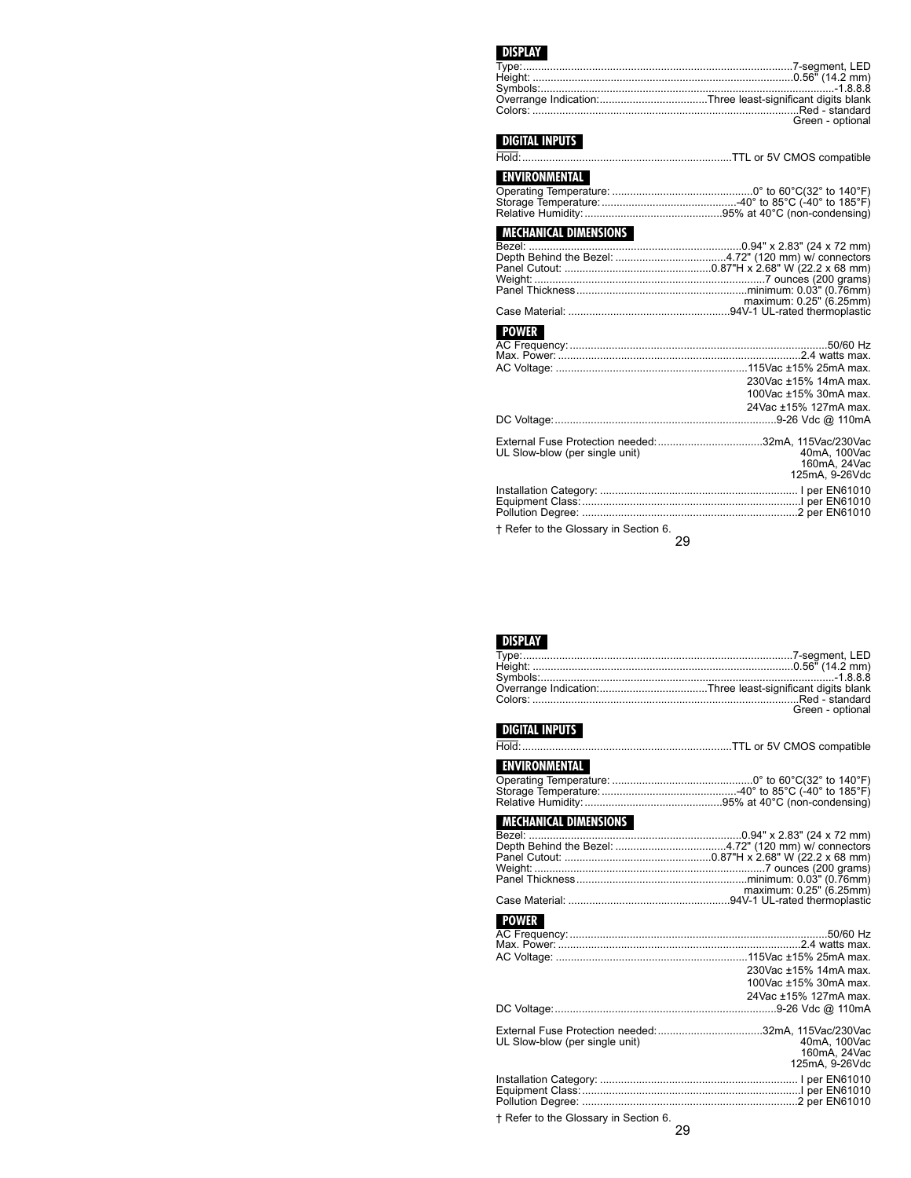## DISPLAY

Type: 7-segment, LED
Height: 0.56" (14.2 mm)
Symbols: -1.8.8.8
Overrange Indication: Three least-significant digits blank
Colors: Red - standard
Green - optional

## DIGITAL INPUTS

Hold: TTL or 5V CMOS compatible

## ENVIRONMENTAL

Operating Temperature: 0° to 60°C(32° to 140°F)
Storage Temperature: -40° to 85°C (-40° to 185°F)
Relative Humidity: 95% at 40°C (non-condensing)

## MECHANICAL DIMENSIONS

Bezel: 0.94" x 2.83" (24 x 72 mm)
Depth Behind the Bezel: 4.72" (120 mm) w/ connectors
Panel Cutout: 0.87"H x 2.68" W (22.2 x 68 mm)
Weight: 7 ounces (200 grams)
Panel Thickness minimum: 0.03" (0.76mm)
maximum: 0.25" (6.25mm)
Case Material: 94V-1 UL-rated thermoplastic

## POWER

AC Frequency: 50/60 Hz
Max. Power: 2.4 watts max.
AC Voltage: 115Vac ±15% 25mA max.
230Vac ±15% 14mA max.
100Vac ±15% 30mA max.
24Vac ±15% 127mA max.
DC Voltage: 9-26 Vdc @ 110mA

External Fuse Protection needed: 32mA, 115Vac/230Vac
UL Slow-blow (per single unit) 40mA, 100Vac
160mA, 24Vac
125mA, 9-26Vdc

Installation Category: I per EN61010
Equipment Class: I per EN61010
Pollution Degree: 2 per EN61010

† Refer to the Glossary in Section 6.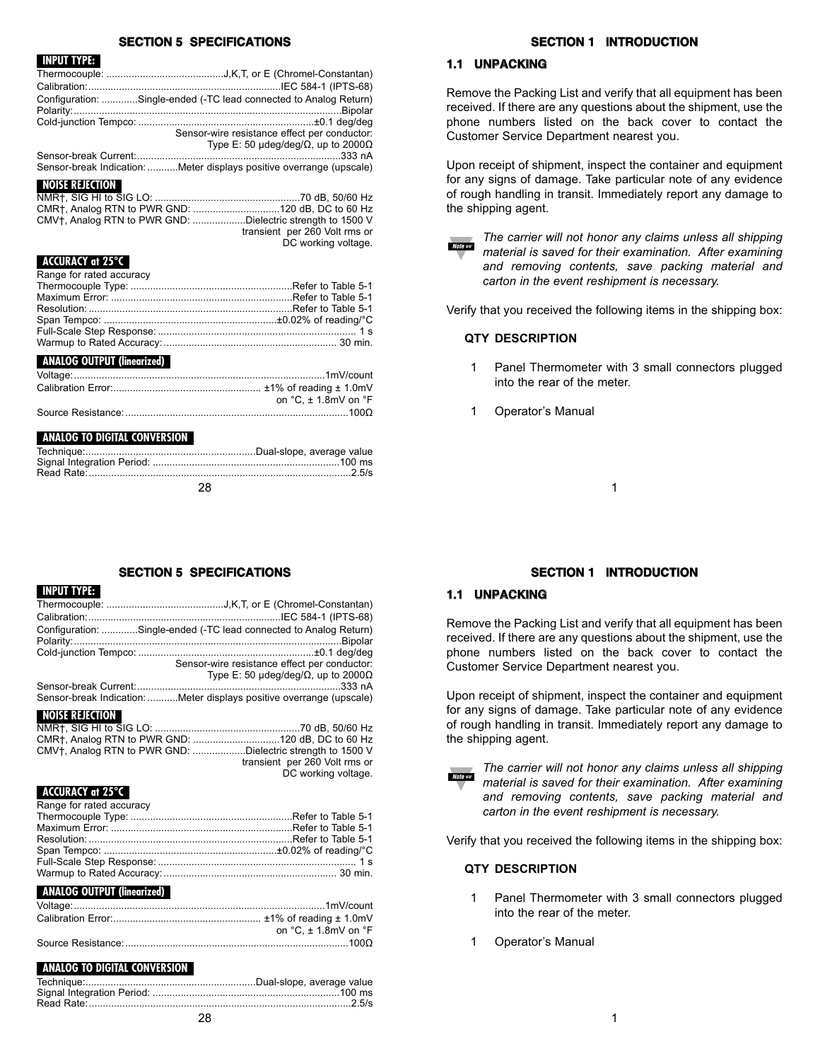## SECTION 5 SPECIFICATIONS

**INPUT TYPE:**

Thermocouple: ..........................................J,K,T, or E (Chromel-Constantan)
Calibration: ....................................................................IEC 584-1 (IPTS-68)
Configuration: .............Single-ended (-TC lead connected to Analog Return)
Polarity: ..............................................................................................Bipolar
Cold-junction Tempco: ..............................................................±0.1 deg/deg
Sensor-wire resistance effect per conductor:
Type E: 50 μdeg/deg/Ω, up to 2000Ω
Sensor-break Current: ........................................................................333 nA
Sensor-break Indication: ...........Meter displays positive overrange (upscale)

**NOISE REJECTION**

NMR†, SIG HI to SIG LO: ...................................................70 dB, 50/60 Hz
CMR†, Analog RTN to PWR GND: ...............................120 dB, DC to 60 Hz
CMV†, Analog RTN to PWR GND: ...................Dielectric strength to 1500 V
transient per 260 Volt rms or
DC working voltage.

**ACCURACY at 25°C**

Range for rated accuracy
Thermocouple Type: .........................................................Refer to Table 5-1
Maximum Error: ................................................................Refer to Table 5-1
Resolution: ........................................................................Refer to Table 5-1
Span Tempco: .............................................................±0.02% of reading/°C
Full-Scale Step Response: ...................................................................... 1 s
Warmup to Rated Accuracy: ............................................................. 30 min.

**ANALOG OUTPUT (linearized)**

Voltage: .........................................................................................1mV/count
Calibration Error: .................................................... ±1% of reading ± 1.0mV
on °C, ± 1.8mV on °F
Source Resistance: ...............................................................................100Ω

**ANALOG TO DIGITAL CONVERSION**

Technique: ............................................................Dual-slope, average value
Signal Integration Period: ..................................................................100 ms
Read Rate: .............................................................................................2.5/s

## SECTION 1 INTRODUCTION

### 1.1 UNPACKING

Remove the Packing List and verify that all equipment has been received. If there are any questions about the shipment, use the phone numbers listed on the back cover to contact the Customer Service Department nearest you.

Upon receipt of shipment, inspect the container and equipment for any signs of damage. Take particular note of any evidence of rough handling in transit. Immediately report any damage to the shipping agent.

*The carrier will not honor any claims unless all shipping material is saved for their examination. After examining and removing contents, save packing material and carton in the event reshipment is necessary.*

Verify that you received the following items in the shipping box:

| QTY | DESCRIPTION |
|---|---|
| 1 | Panel Thermometer with 3 small connectors plugged into the rear of the meter. |
| 1 | Operator's Manual |

## SECTION 5 SPECIFICATIONS

**INPUT TYPE:**

Thermocouple: ..........................................J,K,T, or E (Chromel-Constantan)
Calibration: ....................................................................IEC 584-1 (IPTS-68)
Configuration: .............Single-ended (-TC lead connected to Analog Return)
Polarity: ..............................................................................................Bipolar
Cold-junction Tempco: ..............................................................±0.1 deg/deg
Sensor-wire resistance effect per conductor:
Type E: 50 μdeg/deg/Ω, up to 2000Ω
Sensor-break Current: ........................................................................333 nA
Sensor-break Indication: ...........Meter displays positive overrange (upscale)

**NOISE REJECTION**

NMR†, SIG HI to SIG LO: ...................................................70 dB, 50/60 Hz
CMR†, Analog RTN to PWR GND: ...............................120 dB, DC to 60 Hz
CMV†, Analog RTN to PWR GND: ...................Dielectric strength to 1500 V
transient per 260 Volt rms or
DC working voltage.

**ACCURACY at 25°C**

Range for rated accuracy
Thermocouple Type: .........................................................Refer to Table 5-1
Maximum Error: ................................................................Refer to Table 5-1
Resolution: ........................................................................Refer to Table 5-1
Span Tempco: .............................................................±0.02% of reading/°C
Full-Scale Step Response: ...................................................................... 1 s
Warmup to Rated Accuracy: ............................................................. 30 min.

**ANALOG OUTPUT (linearized)**

Voltage: .........................................................................................1mV/count
Calibration Error: .................................................... ±1% of reading ± 1.0mV
on °C, ± 1.8mV on °F
Source Resistance: ...............................................................................100Ω

**ANALOG TO DIGITAL CONVERSION**

Technique: ............................................................Dual-slope, average value
Signal Integration Period: ..................................................................100 ms
Read Rate: .............................................................................................2.5/s

## SECTION 1 INTRODUCTION

### 1.1 UNPACKING

Remove the Packing List and verify that all equipment has been received. If there are any questions about the shipment, use the phone numbers listed on the back cover to contact the Customer Service Department nearest you.

Upon receipt of shipment, inspect the container and equipment for any signs of damage. Take particular note of any evidence of rough handling in transit. Immediately report any damage to the shipping agent.

*The carrier will not honor any claims unless all shipping material is saved for their examination. After examining and removing contents, save packing material and carton in the event reshipment is necessary.*

Verify that you received the following items in the shipping box:

| QTY | DESCRIPTION |
|---|---|
| 1 | Panel Thermometer with 3 small connectors plugged into the rear of the meter. |
| 1 | Operator's Manual |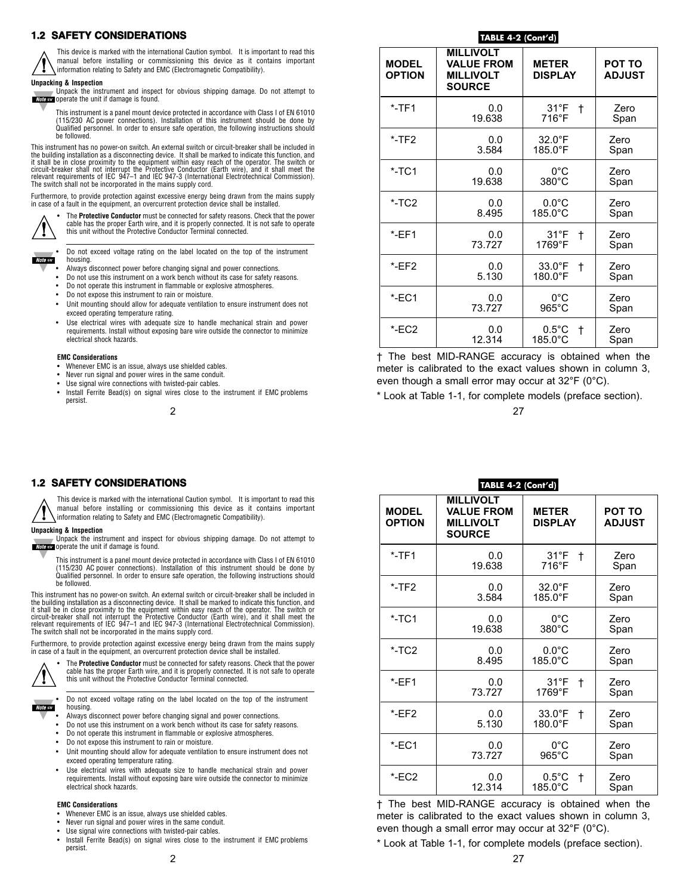## 1.2 SAFETY CONSIDERATIONS

This device is marked with the international Caution symbol. It is important to read this manual before installing or commissioning this device as it contains important information relating to Safety and EMC (Electromagnetic Compatibility).

**Unpacking & Inspection**

Unpack the instrument and inspect for obvious shipping damage. Do not attempt to operate the unit if damage is found.

This instrument is a panel mount device protected in accordance with Class I of EN 61010 (115/230 AC power connections). Installation of this instrument should be done by Qualified personnel. In order to ensure safe operation, the following instructions should be followed.

This instrument has no power-on switch. An external switch or circuit-breaker shall be included in the building installation as a disconnecting device. It shall be marked to indicate this function, and it shall be in close proximity to the equipment within easy reach of the operator. The switch or circuit-breaker shall not interrupt the Protective Conductor (Earth wire), and it shall meet the relevant requirements of IEC 947–1 and IEC 947-3 (International Electrotechnical Commission). The switch shall not be incorporated in the mains supply cord.

Furthermore, to provide protection against excessive energy being drawn from the mains supply in case of a fault in the equipment, an overcurrent protection device shall be installed.

- The **Protective Conductor** must be connected for safety reasons. Check that the power cable has the proper Earth wire, and it is properly connected. It is not safe to operate this unit without the Protective Conductor Terminal connected.

- Do not exceed voltage rating on the label located on the top of the instrument housing.
- Always disconnect power before changing signal and power connections.
- Do not use this instrument on a work bench without its case for safety reasons.
- Do not operate this instrument in flammable or explosive atmospheres.
- Do not expose this instrument to rain or moisture.
- Unit mounting should allow for adequate ventilation to ensure instrument does not exceed operating temperature rating.
- Use electrical wires with adequate size to handle mechanical strain and power requirements. Install without exposing bare wire outside the connector to minimize electrical shock hazards.

**EMC Considerations**

- Whenever EMC is an issue, always use shielded cables.
- Never run signal and power wires in the same conduit.
- Use signal wire connections with twisted-pair cables.
- Install Ferrite Bead(s) on signal wires close to the instrument if EMC problems persist.

**TABLE 4-2 (Cont'd)**

| MODEL OPTION | MILLIVOLT VALUE FROM MILLIVOLT SOURCE | METER DISPLAY | POT TO ADJUST |
|---|---|---|---|
| *-TF1 | 0.0<br>19.638 | 31°F †<br>716°F | Zero<br>Span |
| *-TF2 | 0.0<br>3.584 | 32.0°F<br>185.0°F | Zero<br>Span |
| *-TC1 | 0.0<br>19.638 | 0°C<br>380°C | Zero<br>Span |
| *-TC2 | 0.0<br>8.495 | 0.0°C<br>185.0°C | Zero<br>Span |
| *-EF1 | 0.0<br>73.727 | 31°F †<br>1769°F | Zero<br>Span |
| *-EF2 | 0.0<br>5.130 | 33.0°F †<br>180.0°F | Zero<br>Span |
| *-EC1 | 0.0<br>73.727 | 0°C<br>965°C | Zero<br>Span |
| *-EC2 | 0.0<br>12.314 | 0.5°C †<br>185.0°C | Zero<br>Span |

† The best MID-RANGE accuracy is obtained when the meter is calibrated to the exact values shown in column 3, even though a small error may occur at 32°F (0°C).

* Look at Table 1-1, for complete models (preface section).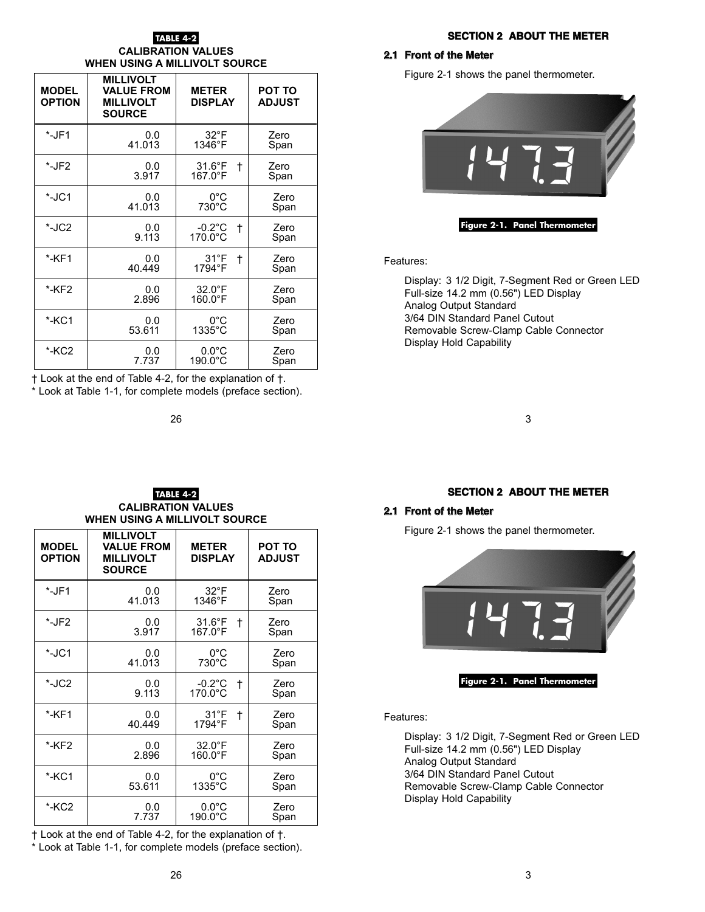**TABLE 4-2**
**CALIBRATION VALUES WHEN USING A MILLIVOLT SOURCE**

| MODEL OPTION | MILLIVOLT VALUE FROM MILLIVOLT SOURCE | METER DISPLAY | POT TO ADJUST |
|---|---|---|---|
| *-JF1 | 0.0<br>41.013 | 32°F<br>1346°F | Zero<br>Span |
| *-JF2 | 0.0<br>3.917 | 31.6°F †<br>167.0°F | Zero<br>Span |
| *-JC1 | 0.0<br>41.013 | 0°C<br>730°C | Zero<br>Span |
| *-JC2 | 0.0<br>9.113 | -0.2°C †<br>170.0°C | Zero<br>Span |
| *-KF1 | 0.0<br>40.449 | 31°F †<br>1794°F | Zero<br>Span |
| *-KF2 | 0.0<br>2.896 | 32.0°F<br>160.0°F | Zero<br>Span |
| *-KC1 | 0.0<br>53.611 | 0°C<br>1335°C | Zero<br>Span |
| *-KC2 | 0.0<br>7.737 | 0.0°C<br>190.0°C | Zero<br>Span |

† Look at the end of Table 4-2, for the explanation of †.
* Look at Table 1-1, for complete models (preface section).

## SECTION 2 ABOUT THE METER

### 2.1 Front of the Meter

Figure 2-1 shows the panel thermometer.

Figure 2-1. Panel Thermometer

Features:

- Display: 3 1/2 Digit, 7-Segment Red or Green LED
- Full-size 14.2 mm (0.56") LED Display
- Analog Output Standard
- 3/64 DIN Standard Panel Cutout
- Removable Screw-Clamp Cable Connector
- Display Hold Capability

**TABLE 4-2**
**CALIBRATION VALUES WHEN USING A MILLIVOLT SOURCE**

| MODEL OPTION | MILLIVOLT VALUE FROM MILLIVOLT SOURCE | METER DISPLAY | POT TO ADJUST |
|---|---|---|---|
| *-JF1 | 0.0<br>41.013 | 32°F<br>1346°F | Zero<br>Span |
| *-JF2 | 0.0<br>3.917 | 31.6°F †<br>167.0°F | Zero<br>Span |
| *-JC1 | 0.0<br>41.013 | 0°C<br>730°C | Zero<br>Span |
| *-JC2 | 0.0<br>9.113 | -0.2°C †<br>170.0°C | Zero<br>Span |
| *-KF1 | 0.0<br>40.449 | 31°F †<br>1794°F | Zero<br>Span |
| *-KF2 | 0.0<br>2.896 | 32.0°F<br>160.0°F | Zero<br>Span |
| *-KC1 | 0.0<br>53.611 | 0°C<br>1335°C | Zero<br>Span |
| *-KC2 | 0.0<br>7.737 | 0.0°C<br>190.0°C | Zero<br>Span |

† Look at the end of Table 4-2, for the explanation of †.
* Look at Table 1-1, for complete models (preface section).

## SECTION 2 ABOUT THE METER

### 2.1 Front of the Meter

Figure 2-1 shows the panel thermometer.

Figure 2-1. Panel Thermometer

Features:

- Display: 3 1/2 Digit, 7-Segment Red or Green LED
- Full-size 14.2 mm (0.56") LED Display
- Analog Output Standard
- 3/64 DIN Standard Panel Cutout
- Removable Screw-Clamp Cable Connector
- Display Hold Capability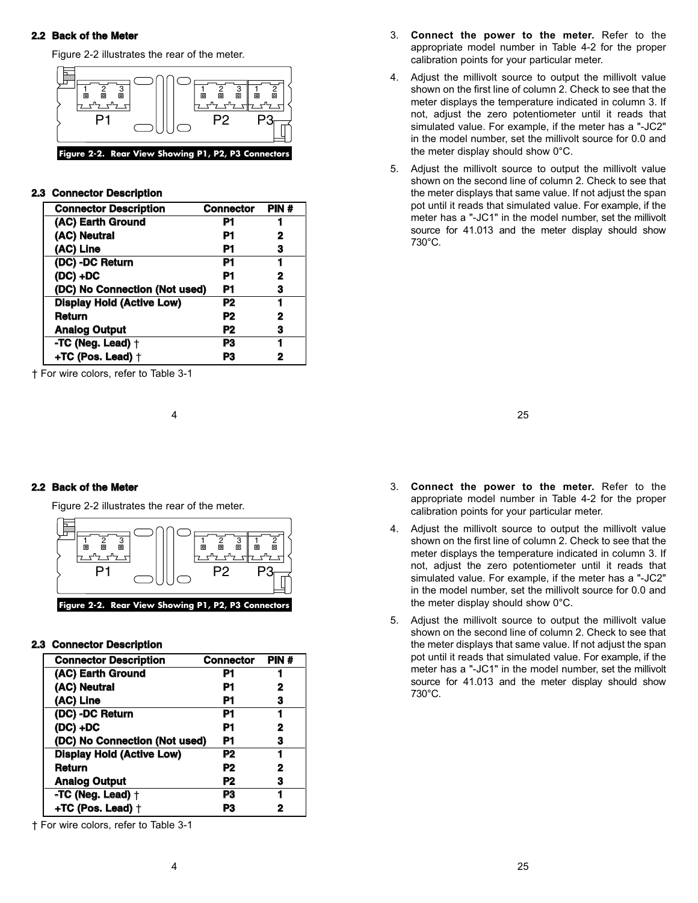## 2.2 Back of the Meter

Figure 2-2 illustrates the rear of the meter.

Figure 2-2. Rear View Showing P1, P2, P3 Connectors

## 2.3 Connector Description

| Connector Description | Connector | PIN # |
|---|---|---|
| (AC) Earth Ground | P1 | 1 |
| (AC) Neutral | P1 | 2 |
| (AC) Line | P1 | 3 |
| (DC) -DC Return | P1 | 1 |
| (DC) +DC | P1 | 2 |
| (DC) No Connection (Not used) | P1 | 3 |
| Display Hold (Active Low) | P2 | 1 |
| Return | P2 | 2 |
| Analog Output | P2 | 3 |
| -TC (Neg. Lead) † | P3 | 1 |
| +TC (Pos. Lead) † | P3 | 2 |

† For wire colors, refer to Table 3-1

3. **Connect the power to the meter.** Refer to the appropriate model number in Table 4-2 for the proper calibration points for your particular meter.
4. Adjust the millivolt source to output the millivolt value shown on the first line of column 2. Check to see that the meter displays the temperature indicated in column 3. If not, adjust the zero potentiometer until it reads that simulated value. For example, if the meter has a "-JC2" in the model number, set the millivolt source for 0.0 and the meter display should show 0°C.
5. Adjust the millivolt source to output the millivolt value shown on the second line of column 2. Check to see that the meter displays that same value. If not adjust the span pot until it reads that simulated value. For example, if the meter has a "-JC1" in the model number, set the millivolt source for 41.013 and the meter display should show 730°C.

## 2.2 Back of the Meter

Figure 2-2 illustrates the rear of the meter.

Figure 2-2. Rear View Showing P1, P2, P3 Connectors

## 2.3 Connector Description

| Connector Description | Connector | PIN # |
|---|---|---|
| (AC) Earth Ground | P1 | 1 |
| (AC) Neutral | P1 | 2 |
| (AC) Line | P1 | 3 |
| (DC) -DC Return | P1 | 1 |
| (DC) +DC | P1 | 2 |
| (DC) No Connection (Not used) | P1 | 3 |
| Display Hold (Active Low) | P2 | 1 |
| Return | P2 | 2 |
| Analog Output | P2 | 3 |
| -TC (Neg. Lead) † | P3 | 1 |
| +TC (Pos. Lead) † | P3 | 2 |

† For wire colors, refer to Table 3-1

3. **Connect the power to the meter.** Refer to the appropriate model number in Table 4-2 for the proper calibration points for your particular meter.
4. Adjust the millivolt source to output the millivolt value shown on the first line of column 2. Check to see that the meter displays the temperature indicated in column 3. If not, adjust the zero potentiometer until it reads that simulated value. For example, if the meter has a "-JC2" in the model number, set the millivolt source for 0.0 and the meter display should show 0°C.
5. Adjust the millivolt source to output the millivolt value shown on the second line of column 2. Check to see that the meter displays that same value. If not adjust the span pot until it reads that simulated value. For example, if the meter has a "-JC1" in the model number, set the millivolt source for 41.013 and the meter display should show 730°C.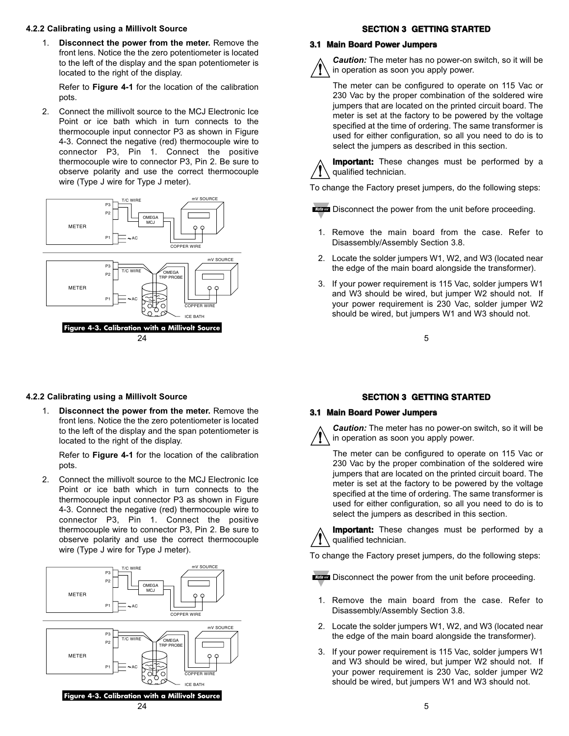### 4.2.2 Calibrating using a Millivolt Source

1. **Disconnect the power from the meter.** Remove the front lens. Notice the the zero potentiometer is located to the left of the display and the span potentiometer is located to the right of the display.

   Refer to **Figure 4-1** for the location of the calibration pots.

2. Connect the millivolt source to the MCJ Electronic Ice Point or ice bath which in turn connects to the thermocouple input connector P3 as shown in Figure 4-3. Connect the negative (red) thermocouple wire to connector P3, Pin 1. Connect the positive thermocouple wire to connector P3, Pin 2. Be sure to observe polarity and use the correct thermocouple wire (Type J wire for Type J meter).

**Figure 4-3. Calibration with a Millivolt Source**

## SECTION 3 GETTING STARTED

### 3.1 Main Board Power Jumpers

*Caution:* The meter has no power-on switch, so it will be in operation as soon you apply power.

The meter can be configured to operate on 115 Vac or 230 Vac by the proper combination of the soldered wire jumpers that are located on the printed circuit board. The meter is set at the factory to be powered by the voltage specified at the time of ordering. The same transformer is used for either configuration, so all you need to do is to select the jumpers as described in this section.

**Important:** These changes must be performed by a qualified technician.

To change the Factory preset jumpers, do the following steps:

Note: Disconnect the power from the unit before proceeding.

1. Remove the main board from the case. Refer to Disassembly/Assembly Section 3.8.
2. Locate the solder jumpers W1, W2, and W3 (located near the edge of the main board alongside the transformer).
3. If your power requirement is 115 Vac, solder jumpers W1 and W3 should be wired, but jumper W2 should not. If your power requirement is 230 Vac, solder jumper W2 should be wired, but jumpers W1 and W3 should not.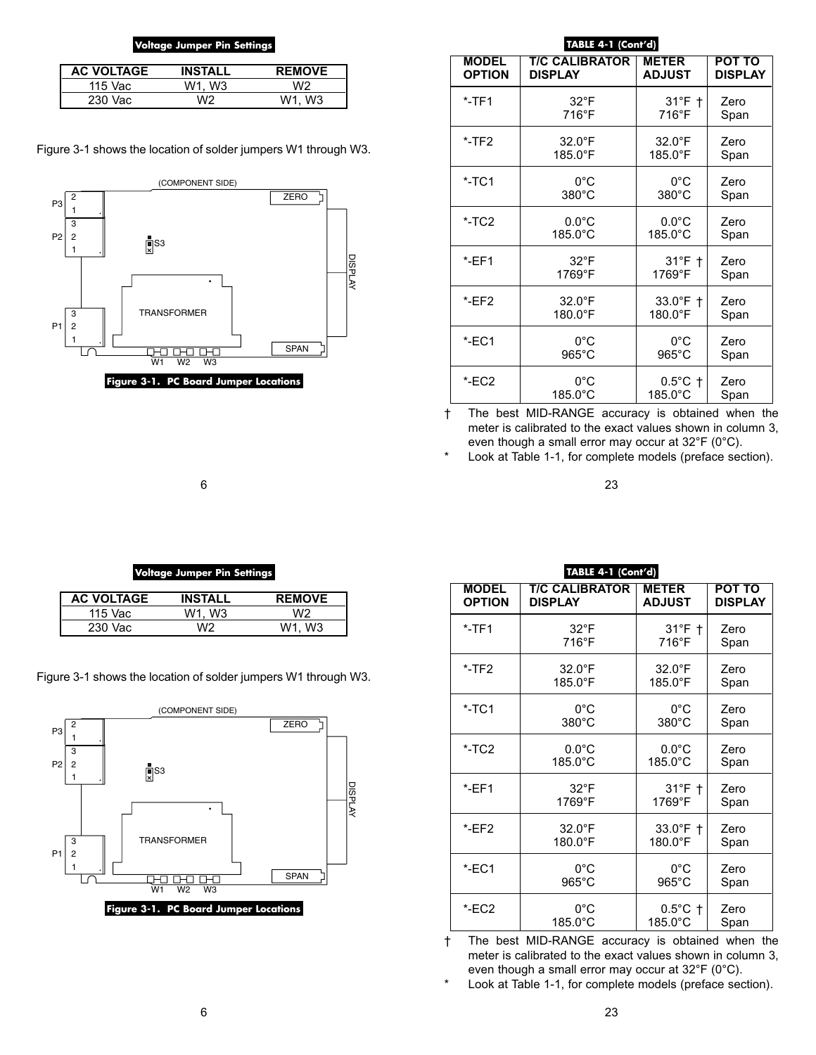**Voltage Jumper Pin Settings**

| AC VOLTAGE | INSTALL | REMOVE |
|---|---|---|
| 115 Vac | W1, W3 | W2 |
| 230 Vac | W2 | W1, W3 |

Figure 3-1 shows the location of solder jumpers W1 through W3.

**Figure 3-1. PC Board Jumper Locations**

**TABLE 4-1 (Cont'd)**

| MODEL OPTION | T/C CALIBRATOR DISPLAY | METER ADJUST | POT TO DISPLAY |
|---|---|---|---|
| *-TF1 | 32°F<br>716°F | 31°F †<br>716°F | Zero<br>Span |
| *-TF2 | 32.0°F<br>185.0°F | 32.0°F<br>185.0°F | Zero<br>Span |
| *-TC1 | 0°C<br>380°C | 0°C<br>380°C | Zero<br>Span |
| *-TC2 | 0.0°C<br>185.0°C | 0.0°C<br>185.0°C | Zero<br>Span |
| *-EF1 | 32°F<br>1769°F | 31°F †<br>1769°F | Zero<br>Span |
| *-EF2 | 32.0°F<br>180.0°F | 33.0°F †<br>180.0°F | Zero<br>Span |
| *-EC1 | 0°C<br>965°C | 0°C<br>965°C | Zero<br>Span |
| *-EC2 | 0°C<br>185.0°C | 0.5°C †<br>185.0°C | Zero<br>Span |

† The best MID-RANGE accuracy is obtained when the meter is calibrated to the exact values shown in column 3, even though a small error may occur at 32°F (0°C).

\* Look at Table 1-1, for complete models (preface section).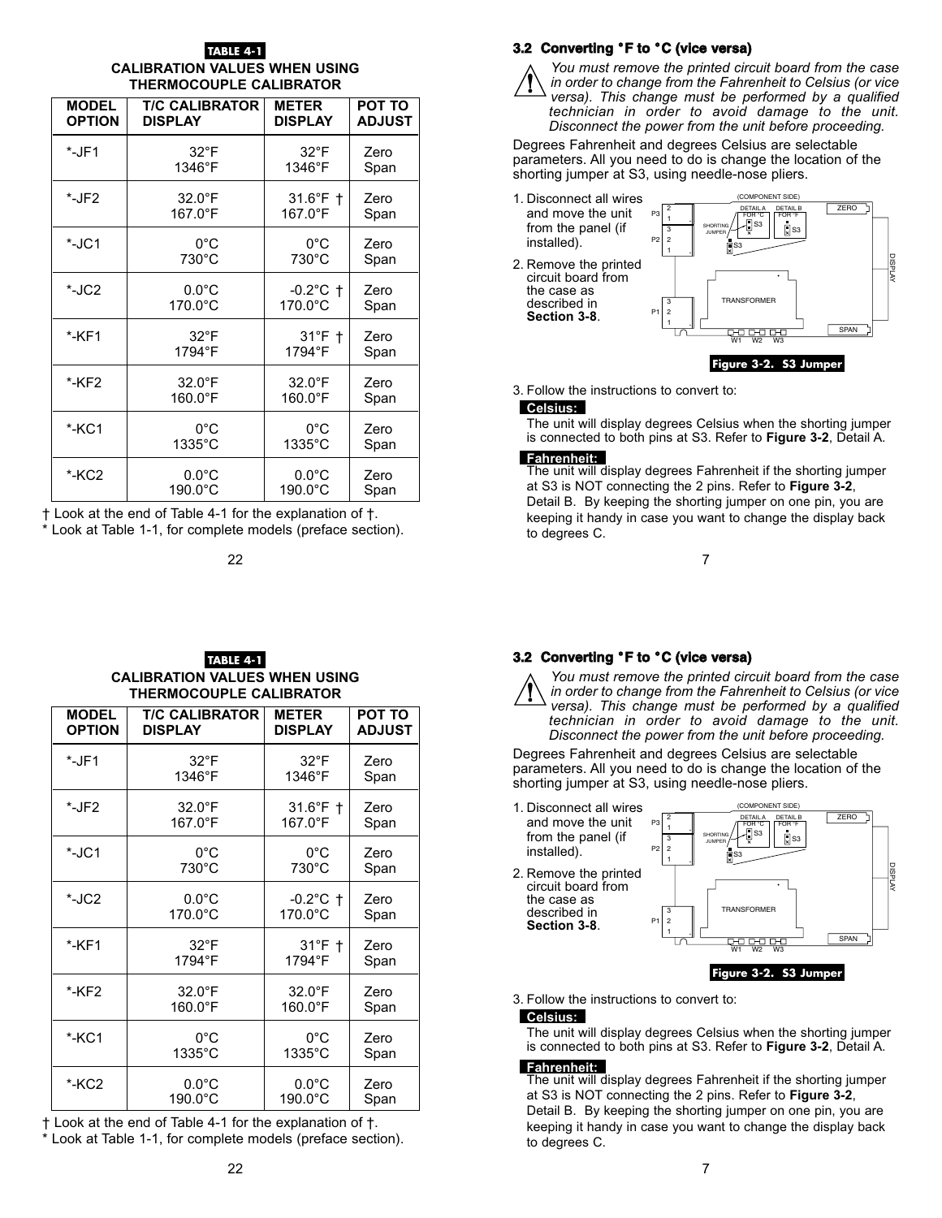**TABLE 4-1**

**CALIBRATION VALUES WHEN USING THERMOCOUPLE CALIBRATOR**

| MODEL OPTION | T/C CALIBRATOR DISPLAY | METER DISPLAY | POT TO ADJUST |
|---|---|---|---|
| *-JF1 | 32°F<br>1346°F | 32°F<br>1346°F | Zero<br>Span |
| *-JF2 | 32.0°F<br>167.0°F | 31.6°F †<br>167.0°F | Zero<br>Span |
| *-JC1 | 0°C<br>730°C | 0°C<br>730°C | Zero<br>Span |
| *-JC2 | 0.0°C<br>170.0°C | -0.2°C †<br>170.0°C | Zero<br>Span |
| *-KF1 | 32°F<br>1794°F | 31°F †<br>1794°F | Zero<br>Span |
| *-KF2 | 32.0°F<br>160.0°F | 32.0°F<br>160.0°F | Zero<br>Span |
| *-KC1 | 0°C<br>1335°C | 0°C<br>1335°C | Zero<br>Span |
| *-KC2 | 0.0°C<br>190.0°C | 0.0°C<br>190.0°C | Zero<br>Span |

† Look at the end of Table 4-1 for the explanation of †.
* Look at Table 1-1, for complete models (preface section).

### 3.2 Converting °F to °C (vice versa)

*You must remove the printed circuit board from the case in order to change from the Fahrenheit to Celsius (or vice versa). This change must be performed by a qualified technician in order to avoid damage to the unit. Disconnect the power from the unit before proceeding.*

Degrees Fahrenheit and degrees Celsius are selectable parameters. All you need to do is change the location of the shorting jumper at S3, using needle-nose pliers.

1. Disconnect all wires and move the unit from the panel (if installed).
2. Remove the printed circuit board from the case as described in **Section 3-8**.

**Figure 3-2. S3 Jumper**

3. Follow the instructions to convert to:

**Celsius:**
The unit will display degrees Celsius when the shorting jumper is connected to both pins at S3. Refer to **Figure 3-2**, Detail A.

**Fahrenheit:**
The unit will display degrees Fahrenheit if the shorting jumper at S3 is NOT connecting the 2 pins. Refer to **Figure 3-2**, Detail B. By keeping the shorting jumper on one pin, you are keeping it handy in case you want to change the display back to degrees C.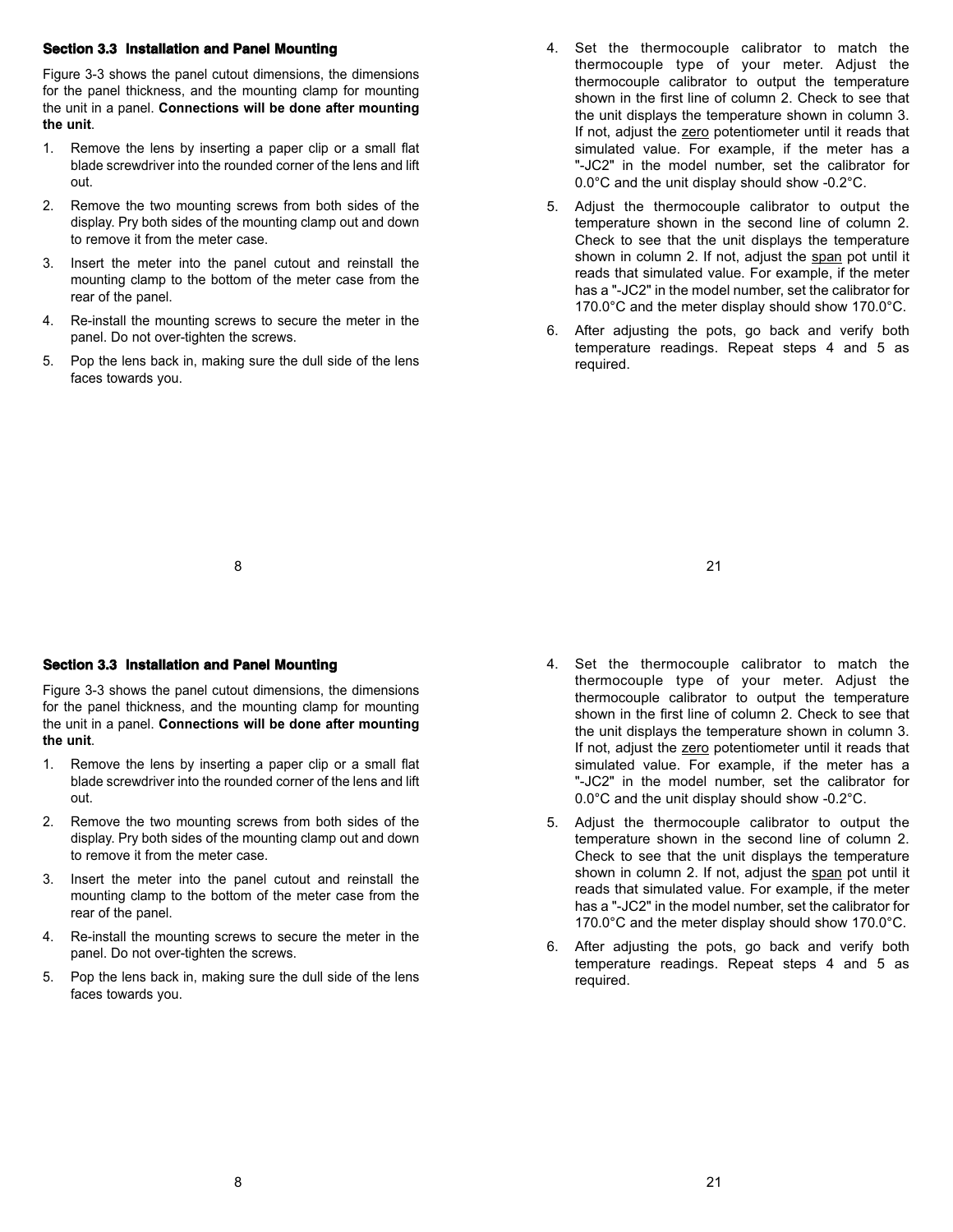### Section 3.3 Installation and Panel Mounting

Figure 3-3 shows the panel cutout dimensions, the dimensions for the panel thickness, and the mounting clamp for mounting the unit in a panel. **Connections will be done after mounting the unit**.

1. Remove the lens by inserting a paper clip or a small flat blade screwdriver into the rounded corner of the lens and lift out.
2. Remove the two mounting screws from both sides of the display. Pry both sides of the mounting clamp out and down to remove it from the meter case.
3. Insert the meter into the panel cutout and reinstall the mounting clamp to the bottom of the meter case from the rear of the panel.
4. Re-install the mounting screws to secure the meter in the panel. Do not over-tighten the screws.
5. Pop the lens back in, making sure the dull side of the lens faces towards you.

4. Set the thermocouple calibrator to match the thermocouple type of your meter. Adjust the thermocouple calibrator to output the temperature shown in the first line of column 2. Check to see that the unit displays the temperature shown in column 3. If not, adjust the zero potentiometer until it reads that simulated value. For example, if the meter has a "-JC2" in the model number, set the calibrator for 0.0°C and the unit display should show -0.2°C.
5. Adjust the thermocouple calibrator to output the temperature shown in the second line of column 2. Check to see that the unit displays the temperature shown in column 2. If not, adjust the span pot until it reads that simulated value. For example, if the meter has a "-JC2" in the model number, set the calibrator for 170.0°C and the meter display should show 170.0°C.
6. After adjusting the pots, go back and verify both temperature readings. Repeat steps 4 and 5 as required.

### Section 3.3 Installation and Panel Mounting

Figure 3-3 shows the panel cutout dimensions, the dimensions for the panel thickness, and the mounting clamp for mounting the unit in a panel. **Connections will be done after mounting the unit**.

1. Remove the lens by inserting a paper clip or a small flat blade screwdriver into the rounded corner of the lens and lift out.
2. Remove the two mounting screws from both sides of the display. Pry both sides of the mounting clamp out and down to remove it from the meter case.
3. Insert the meter into the panel cutout and reinstall the mounting clamp to the bottom of the meter case from the rear of the panel.
4. Re-install the mounting screws to secure the meter in the panel. Do not over-tighten the screws.
5. Pop the lens back in, making sure the dull side of the lens faces towards you.

4. Set the thermocouple calibrator to match the thermocouple type of your meter. Adjust the thermocouple calibrator to output the temperature shown in the first line of column 2. Check to see that the unit displays the temperature shown in column 3. If not, adjust the zero potentiometer until it reads that simulated value. For example, if the meter has a "-JC2" in the model number, set the calibrator for 0.0°C and the unit display should show -0.2°C.
5. Adjust the thermocouple calibrator to output the temperature shown in the second line of column 2. Check to see that the unit displays the temperature shown in column 2. If not, adjust the span pot until it reads that simulated value. For example, if the meter has a "-JC2" in the model number, set the calibrator for 170.0°C and the meter display should show 170.0°C.
6. After adjusting the pots, go back and verify both temperature readings. Repeat steps 4 and 5 as required.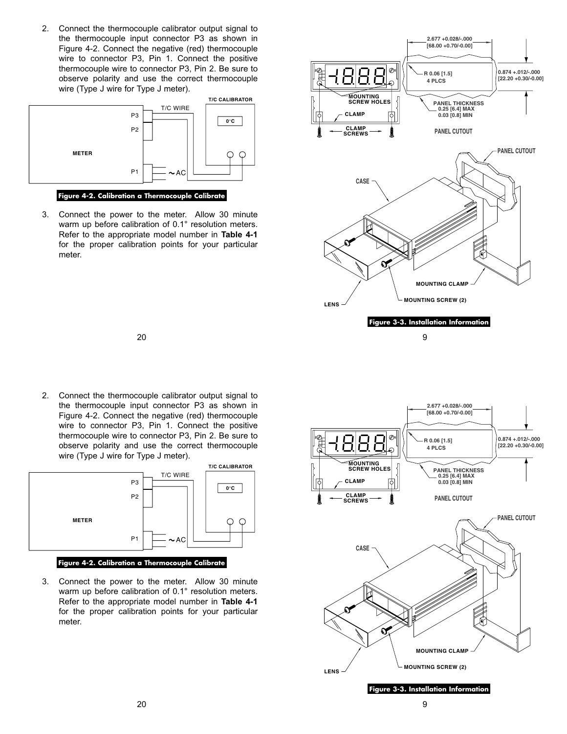2. Connect the thermocouple calibrator output signal to the thermocouple input connector P3 as shown in Figure 4-2. Connect the negative (red) thermocouple wire to connector P3, Pin 1. Connect the positive thermocouple wire to connector P3, Pin 2. Be sure to observe polarity and use the correct thermocouple wire (Type J wire for Type J meter).

**Figure 4-2. Calibration a Thermocouple Calibrate**

3. Connect the power to the meter. Allow 30 minute warm up before calibration of 0.1° resolution meters. Refer to the appropriate model number in **Table 4-1** for the proper calibration points for your particular meter.

**Figure 3-3. Installation Information**

2. Connect the thermocouple calibrator output signal to the thermocouple input connector P3 as shown in Figure 4-2. Connect the negative (red) thermocouple wire to connector P3, Pin 1. Connect the positive thermocouple wire to connector P3, Pin 2. Be sure to observe polarity and use the correct thermocouple wire (Type J wire for Type J meter).

**Figure 4-2. Calibration a Thermocouple Calibrate**

3. Connect the power to the meter. Allow 30 minute warm up before calibration of 0.1° resolution meters. Refer to the appropriate model number in **Table 4-1** for the proper calibration points for your particular meter.

**Figure 3-3. Installation Information**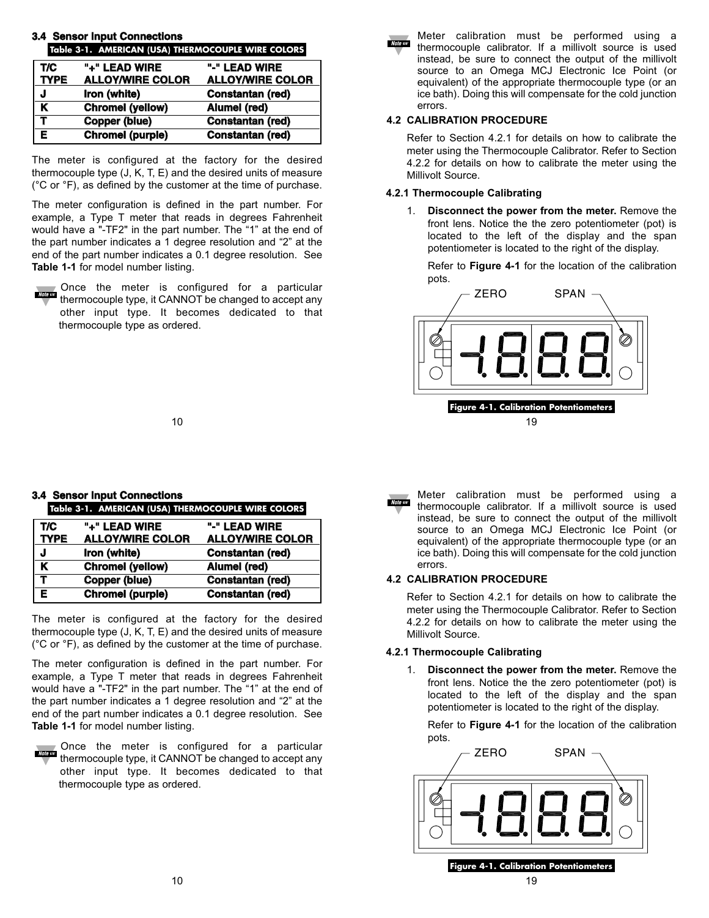### 3.4 Sensor Input Connections

Table 3-1. AMERICAN (USA) THERMOCOUPLE WIRE COLORS

| T/C TYPE | "+" LEAD WIRE ALLOY/WIRE COLOR | "-" LEAD WIRE ALLOY/WIRE COLOR |
|---|---|---|
| J | Iron (white) | Constantan (red) |
| K | Chromel (yellow) | Alumel (red) |
| T | Copper (blue) | Constantan (red) |
| E | Chromel (purple) | Constantan (red) |

The meter is configured at the factory for the desired thermocouple type (J, K, T, E) and the desired units of measure (°C or °F), as defined by the customer at the time of purchase.

The meter configuration is defined in the part number. For example, a Type T meter that reads in degrees Fahrenheit would have a "-TF2" in the part number. The "1" at the end of the part number indicates a 1 degree resolution and "2" at the end of the part number indicates a 0.1 degree resolution. See **Table 1-1** for model number listing.

Note: Once the meter is configured for a particular thermocouple type, it CANNOT be changed to accept any other input type. It becomes dedicated to that thermocouple type as ordered.

Note: Meter calibration must be performed using a thermocouple calibrator. If a millivolt source is used instead, be sure to connect the output of the millivolt source to an Omega MCJ Electronic Ice Point (or equivalent) of the appropriate thermocouple type (or an ice bath). Doing this will compensate for the cold junction errors.

## 4.2 CALIBRATION PROCEDURE

Refer to Section 4.2.1 for details on how to calibrate the meter using the Thermocouple Calibrator. Refer to Section 4.2.2 for details on how to calibrate the meter using the Millivolt Source.

### 4.2.1 Thermocouple Calibrating

1. **Disconnect the power from the meter.** Remove the front lens. Notice the the zero potentiometer (pot) is located to the left of the display and the span potentiometer is located to the right of the display.

   Refer to **Figure 4-1** for the location of the calibration pots.

ZERO SPAN

Figure 4-1. Calibration Potentiometers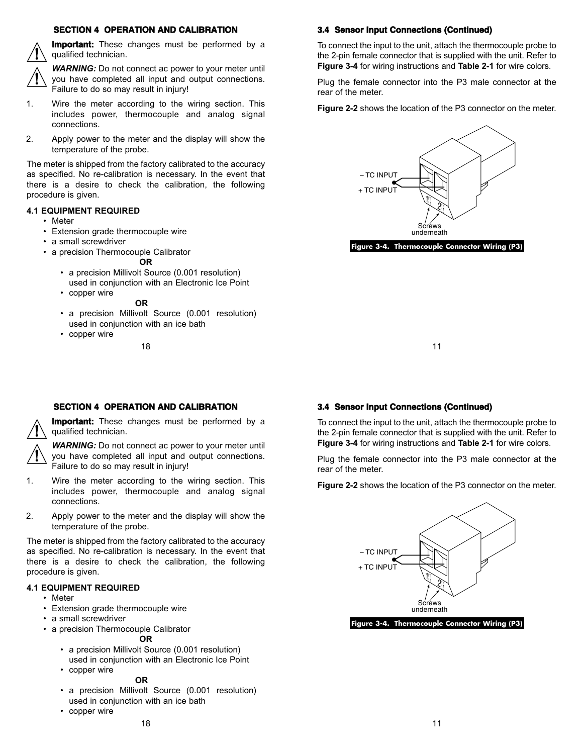## SECTION 4 OPERATION AND CALIBRATION

**Important:** These changes must be performed by a qualified technician.

***WARNING:*** Do not connect ac power to your meter until you have completed all input and output connections. Failure to do so may result in injury!

1. Wire the meter according to the wiring section. This includes power, thermocouple and analog signal connections.
2. Apply power to the meter and the display will show the temperature of the probe.

The meter is shipped from the factory calibrated to the accuracy as specified. No re-calibration is necessary. In the event that there is a desire to check the calibration, the following procedure is given.

### 4.1 EQUIPMENT REQUIRED

- Meter
- Extension grade thermocouple wire
- a small screwdriver
- a precision Thermocouple Calibrator

**OR**

- a precision Millivolt Source (0.001 resolution) used in conjunction with an Electronic Ice Point
- copper wire

**OR**

- a precision Millivolt Source (0.001 resolution) used in conjunction with an ice bath
- copper wire

## 3.4 Sensor Input Connections (Continued)

To connect the input to the unit, attach the thermocouple probe to the 2-pin female connector that is supplied with the unit. Refer to **Figure 3-4** for wiring instructions and **Table 2-1** for wire colors.

Plug the female connector into the P3 male connector at the rear of the meter.

**Figure 2-2** shows the location of the P3 connector on the meter.

– TC INPUT
+ TC INPUT
1 2
Screws underneath

**Figure 3-4. Thermocouple Connector Wiring (P3)**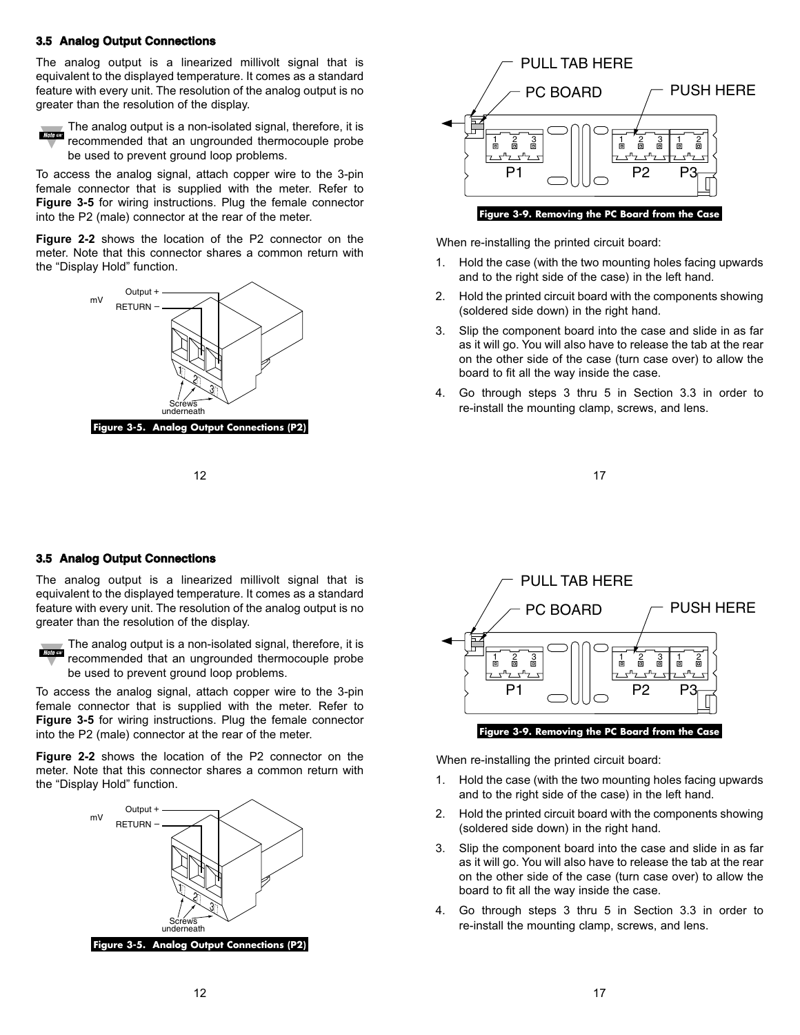## 3.5 Analog Output Connections

The analog output is a linearized millivolt signal that is equivalent to the displayed temperature. It comes as a standard feature with every unit. The resolution of the analog output is no greater than the resolution of the display.

**Note:** The analog output is a non-isolated signal, therefore, it is recommended that an ungrounded thermocouple probe be used to prevent ground loop problems.

To access the analog signal, attach copper wire to the 3-pin female connector that is supplied with the meter. Refer to **Figure 3-5** for wiring instructions. Plug the female connector into the P2 (male) connector at the rear of the meter.

**Figure 2-2** shows the location of the P2 connector on the meter. Note that this connector shares a common return with the "Display Hold" function.

mV: Output +, RETURN −; Screws underneath

**Figure 3-5. Analog Output Connections (P2)**

PULL TAB HERE — PC BOARD — PUSH HERE — P1, P2, P3

**Figure 3-9. Removing the PC Board from the Case**

When re-installing the printed circuit board:

1. Hold the case (with the two mounting holes facing upwards and to the right side of the case) in the left hand.
2. Hold the printed circuit board with the components showing (soldered side down) in the right hand.
3. Slip the component board into the case and slide in as far as it will go. You will also have to release the tab at the rear on the other side of the case (turn case over) to allow the board to fit all the way inside the case.
4. Go through steps 3 thru 5 in Section 3.3 in order to re-install the mounting clamp, screws, and lens.

## 3.5 Analog Output Connections

The analog output is a linearized millivolt signal that is equivalent to the displayed temperature. It comes as a standard feature with every unit. The resolution of the analog output is no greater than the resolution of the display.

**Note:** The analog output is a non-isolated signal, therefore, it is recommended that an ungrounded thermocouple probe be used to prevent ground loop problems.

To access the analog signal, attach copper wire to the 3-pin female connector that is supplied with the meter. Refer to **Figure 3-5** for wiring instructions. Plug the female connector into the P2 (male) connector at the rear of the meter.

**Figure 2-2** shows the location of the P2 connector on the meter. Note that this connector shares a common return with the "Display Hold" function.

mV: Output +, RETURN −; Screws underneath

**Figure 3-5. Analog Output Connections (P2)**

PULL TAB HERE — PC BOARD — PUSH HERE — P1, P2, P3

**Figure 3-9. Removing the PC Board from the Case**

When re-installing the printed circuit board:

1. Hold the case (with the two mounting holes facing upwards and to the right side of the case) in the left hand.
2. Hold the printed circuit board with the components showing (soldered side down) in the right hand.
3. Slip the component board into the case and slide in as far as it will go. You will also have to release the tab at the rear on the other side of the case (turn case over) to allow the board to fit all the way inside the case.
4. Go through steps 3 thru 5 in Section 3.3 in order to re-install the mounting clamp, screws, and lens.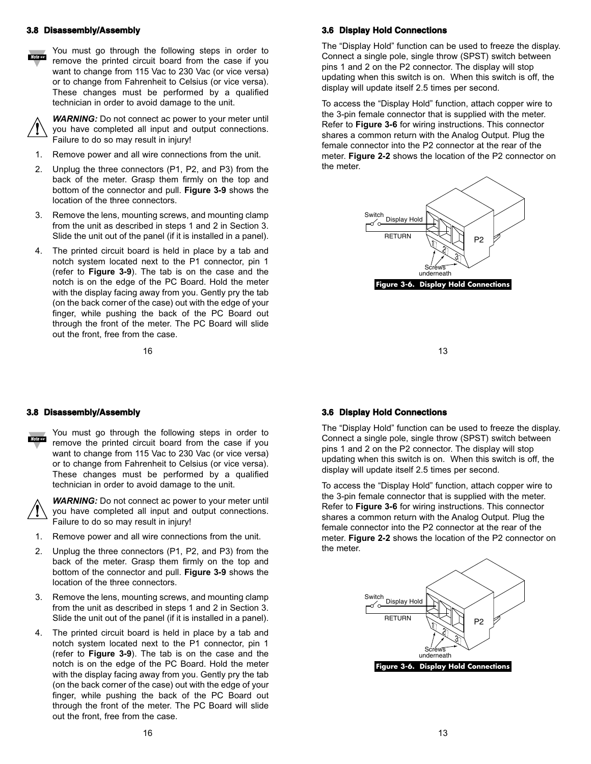## 3.8 Disassembly/Assembly

You must go through the following steps in order to remove the printed circuit board from the case if you want to change from 115 Vac to 230 Vac (or vice versa) or to change from Fahrenheit to Celsius (or vice versa). These changes must be performed by a qualified technician in order to avoid damage to the unit.

***WARNING:*** Do not connect ac power to your meter until you have completed all input and output connections. Failure to do so may result in injury!

1. Remove power and all wire connections from the unit.
2. Unplug the three connectors (P1, P2, and P3) from the back of the meter. Grasp them firmly on the top and bottom of the connector and pull. **Figure 3-9** shows the location of the three connectors.
3. Remove the lens, mounting screws, and mounting clamp from the unit as described in steps 1 and 2 in Section 3. Slide the unit out of the panel (if it is installed in a panel).
4. The printed circuit board is held in place by a tab and notch system located next to the P1 connector, pin 1 (refer to **Figure 3-9**). The tab is on the case and the notch is on the edge of the PC Board. Hold the meter with the display facing away from you. Gently pry the tab (on the back corner of the case) out with the edge of your finger, while pushing the back of the PC Board out through the front of the meter. The PC Board will slide out the front, free from the case.

## 3.6 Display Hold Connections

The "Display Hold" function can be used to freeze the display. Connect a single pole, single throw (SPST) switch between pins 1 and 2 on the P2 connector. The display will stop updating when this switch is on. When this switch is off, the display will update itself 2.5 times per second.

To access the "Display Hold" function, attach copper wire to the 3-pin female connector that is supplied with the meter. Refer to **Figure 3-6** for wiring instructions. This connector shares a common return with the Analog Output. Plug the female connector into the P2 connector at the rear of the meter. **Figure 2-2** shows the location of the P2 connector on the meter.

Switch Display Hold RETURN 1 2 3 P2 Screws underneath

**Figure 3-6. Display Hold Connections**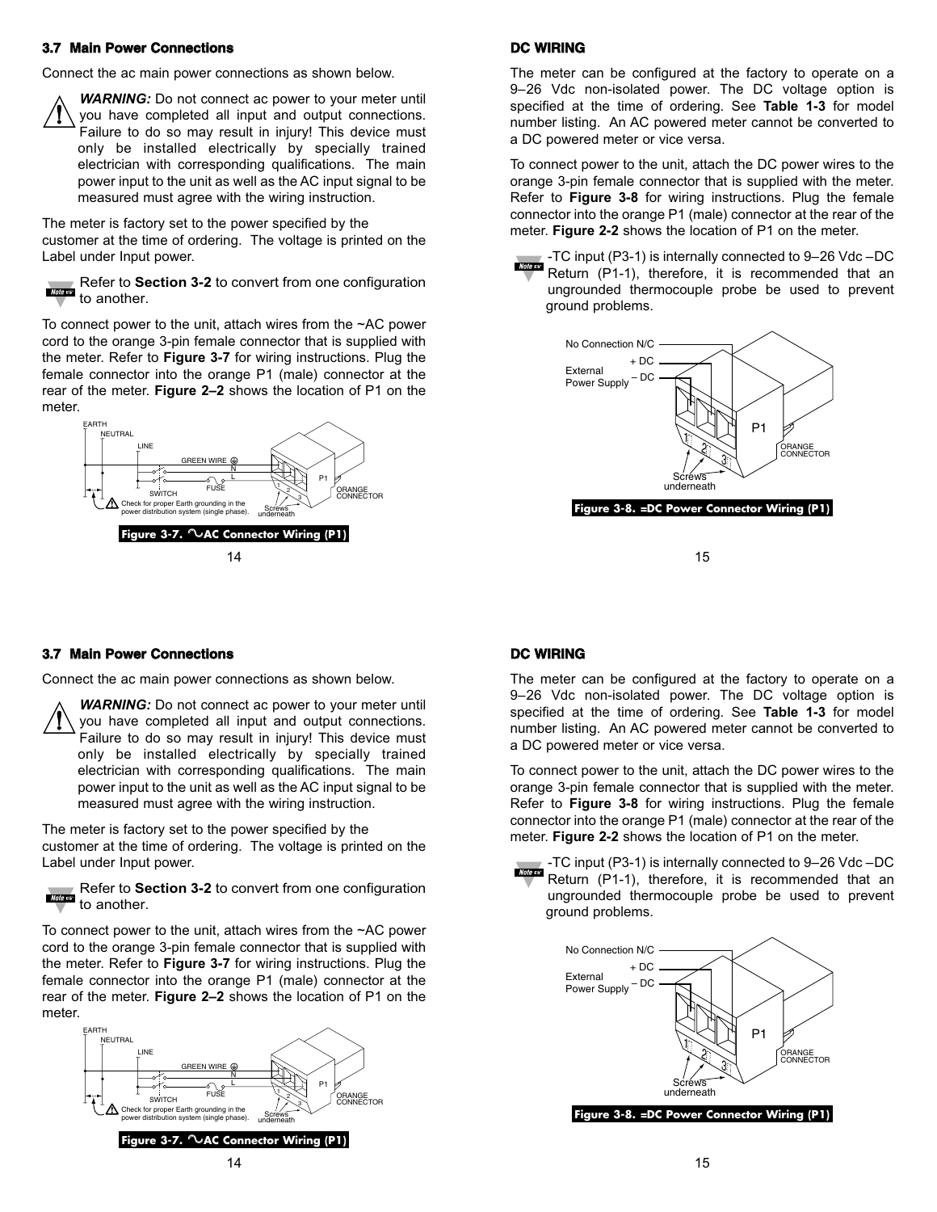### 3.7 Main Power Connections

Connect the ac main power connections as shown below.

***WARNING:*** Do not connect ac power to your meter until you have completed all input and output connections. Failure to do so may result in injury! This device must only be installed electrically by specially trained electrician with corresponding qualifications. The main power input to the unit as well as the AC input signal to be measured must agree with the wiring instruction.

The meter is factory set to the power specified by the customer at the time of ordering. The voltage is printed on the Label under Input power.

Note: Refer to **Section 3-2** to convert from one configuration to another.

To connect power to the unit, attach wires from the ~AC power cord to the orange 3-pin female connector that is supplied with the meter. Refer to **Figure 3-7** for wiring instructions. Plug the female connector into the orange P1 (male) connector at the rear of the meter. **Figure 2–2** shows the location of P1 on the meter.

EARTH
NEUTRAL
LINE
GREEN WIRE
N
L
SWITCH
FUSE
P1
1 2 3
ORANGE CONNECTOR
Screws underneath
Check for proper Earth grounding in the power distribution system (single phase).

**Figure 3-7. ~AC Connector Wiring (P1)**

### DC WIRING

The meter can be configured at the factory to operate on a 9–26 Vdc non-isolated power. The DC voltage option is specified at the time of ordering. See **Table 1-3** for model number listing. An AC powered meter cannot be converted to a DC powered meter or vice versa.

To connect power to the unit, attach the DC power wires to the orange 3-pin female connector that is supplied with the meter. Refer to **Figure 3-8** for wiring instructions. Plug the female connector into the orange P1 (male) connector at the rear of the meter. **Figure 2-2** shows the location of P1 on the meter.

Note: -TC input (P3-1) is internally connected to 9–26 Vdc –DC Return (P1-1), therefore, it is recommended that an ungrounded thermocouple probe be used to prevent ground problems.

No Connection N/C
External Power Supply
+ DC
– DC
P1
1 2 3
ORANGE CONNECTOR
Screws underneath

**Figure 3-8. =DC Power Connector Wiring (P1)**